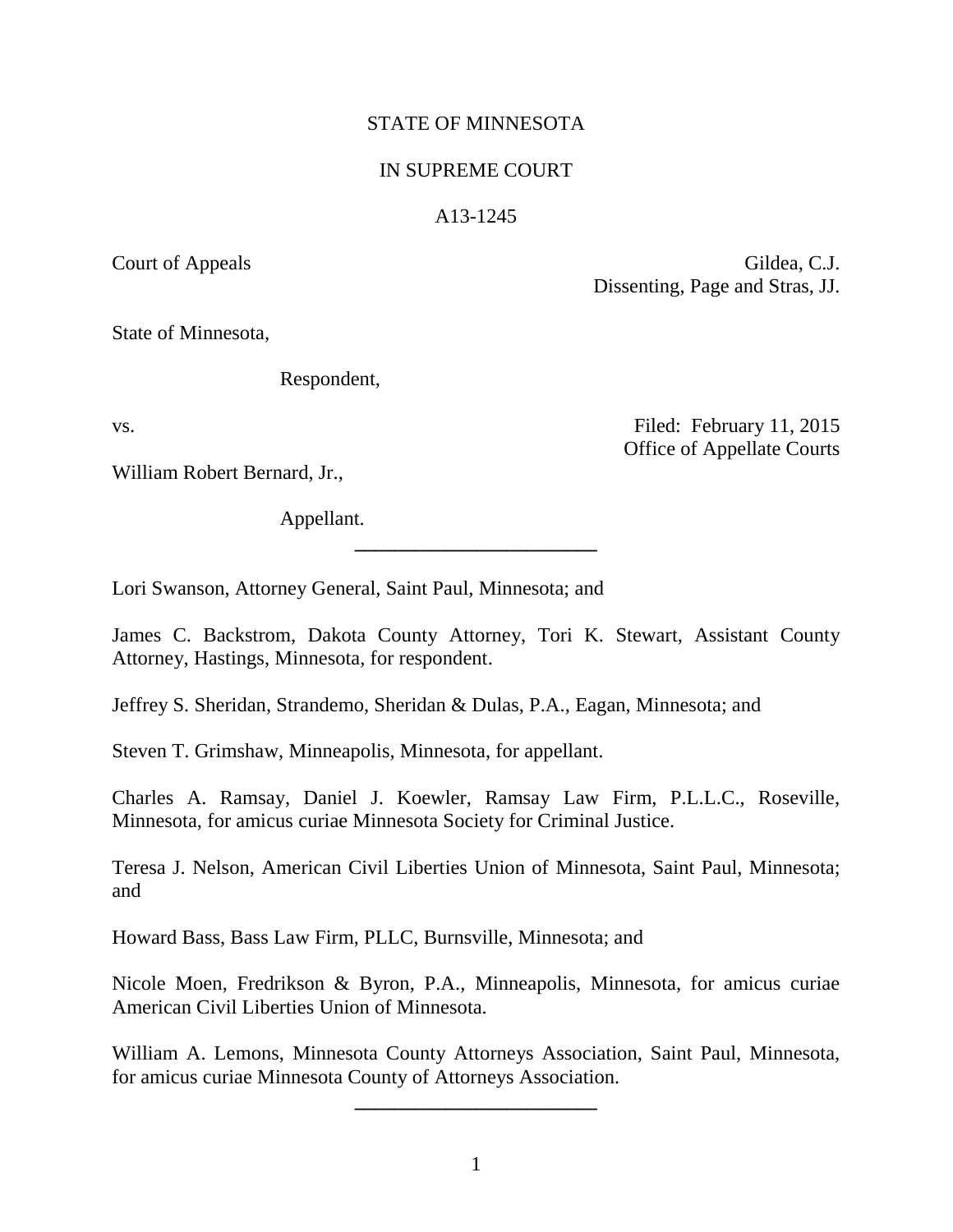STATE OF MINNESOTA

IN SUPREME COURT

A13-1245

Court of Appeals

Gildea, C.J.
Dissenting, Page and Stras, JJ.

State of Minnesota,

Respondent,

vs.

Filed: February 11, 2015
Office of Appellate Courts

William Robert Bernard, Jr.,

Appellant.

---

Lori Swanson, Attorney General, Saint Paul, Minnesota; and

James C. Backstrom, Dakota County Attorney, Tori K. Stewart, Assistant County Attorney, Hastings, Minnesota, for respondent.

Jeffrey S. Sheridan, Strandemo, Sheridan & Dulas, P.A., Eagan, Minnesota; and

Steven T. Grimshaw, Minneapolis, Minnesota, for appellant.

Charles A. Ramsay, Daniel J. Koewler, Ramsay Law Firm, P.L.L.C., Roseville, Minnesota, for amicus curiae Minnesota Society for Criminal Justice.

Teresa J. Nelson, American Civil Liberties Union of Minnesota, Saint Paul, Minnesota; and

Howard Bass, Bass Law Firm, PLLC, Burnsville, Minnesota; and

Nicole Moen, Fredrikson & Byron, P.A., Minneapolis, Minnesota, for amicus curiae American Civil Liberties Union of Minnesota.

William A. Lemons, Minnesota County Attorneys Association, Saint Paul, Minnesota, for amicus curiae Minnesota County of Attorneys Association.

---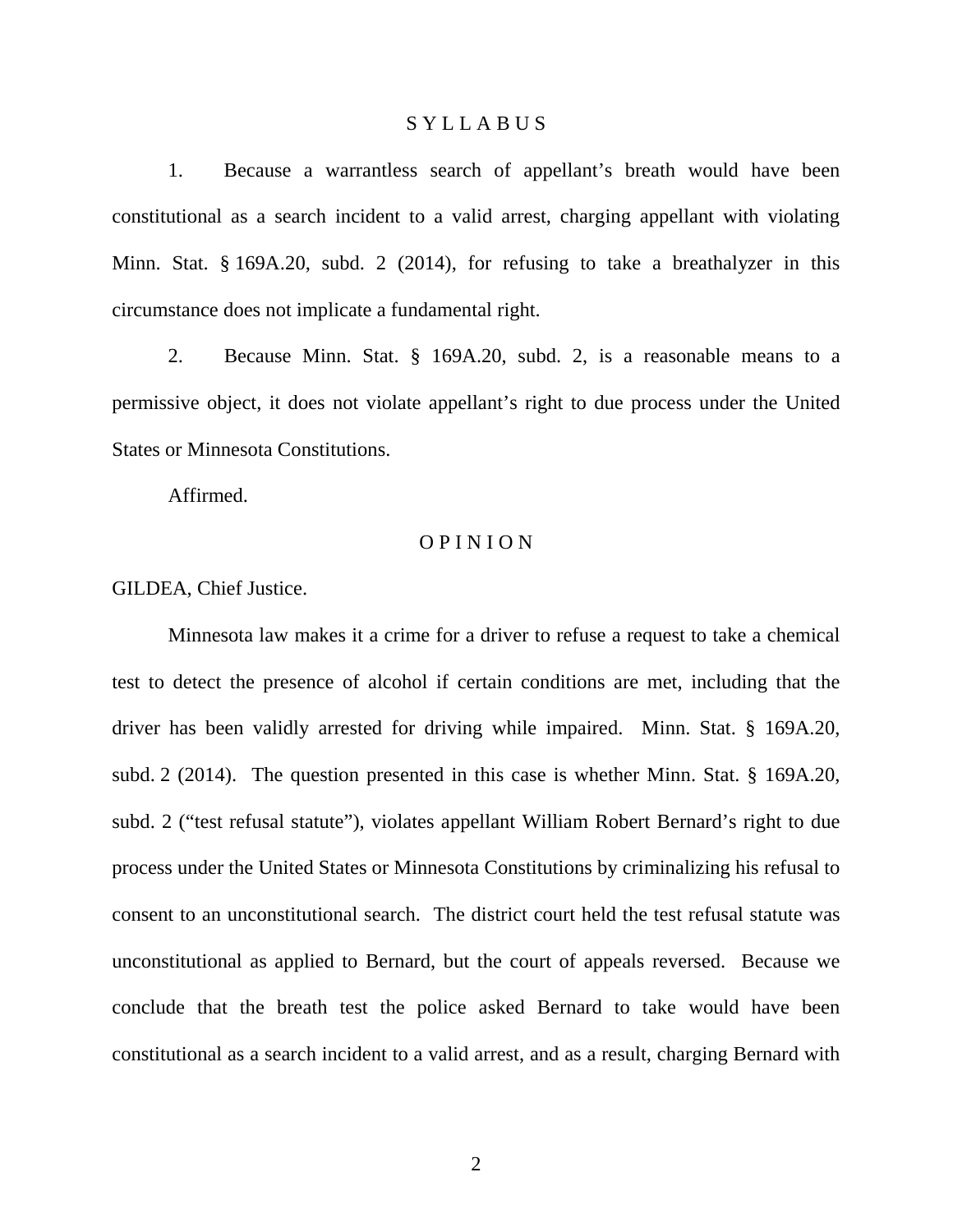# S Y L L A B U S

1. Because a warrantless search of appellant's breath would have been constitutional as a search incident to a valid arrest, charging appellant with violating Minn. Stat. § 169A.20, subd. 2 (2014), for refusing to take a breathalyzer in this circumstance does not implicate a fundamental right.

2. Because Minn. Stat. § 169A.20, subd. 2, is a reasonable means to a permissive object, it does not violate appellant's right to due process under the United States or Minnesota Constitutions.

Affirmed.

# O P I N I O N

GILDEA, Chief Justice.

Minnesota law makes it a crime for a driver to refuse a request to take a chemical test to detect the presence of alcohol if certain conditions are met, including that the driver has been validly arrested for driving while impaired. Minn. Stat. § 169A.20, subd. 2 (2014). The question presented in this case is whether Minn. Stat. § 169A.20, subd. 2 ("test refusal statute"), violates appellant William Robert Bernard's right to due process under the United States or Minnesota Constitutions by criminalizing his refusal to consent to an unconstitutional search. The district court held the test refusal statute was unconstitutional as applied to Bernard, but the court of appeals reversed. Because we conclude that the breath test the police asked Bernard to take would have been constitutional as a search incident to a valid arrest, and as a result, charging Bernard with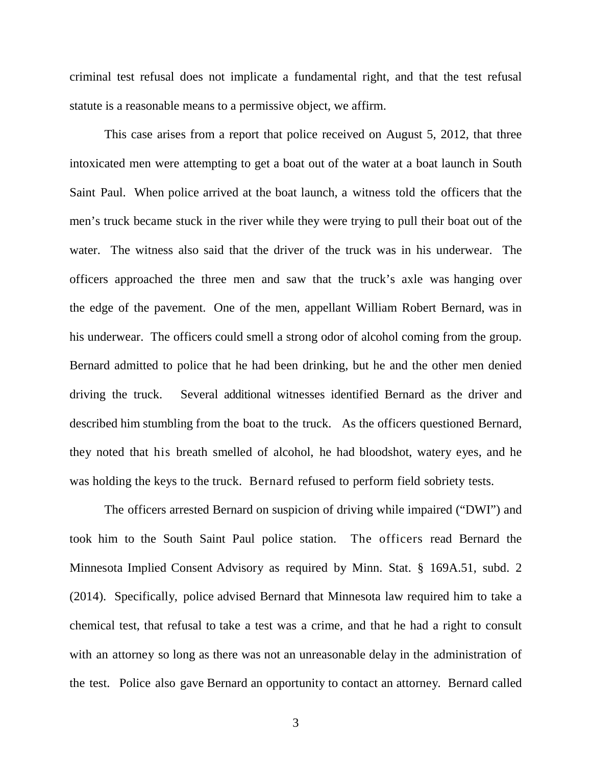criminal test refusal does not implicate a fundamental right, and that the test refusal statute is a reasonable means to a permissive object, we affirm.

This case arises from a report that police received on August 5, 2012, that three intoxicated men were attempting to get a boat out of the water at a boat launch in South Saint Paul. When police arrived at the boat launch, a witness told the officers that the men's truck became stuck in the river while they were trying to pull their boat out of the water. The witness also said that the driver of the truck was in his underwear. The officers approached the three men and saw that the truck's axle was hanging over the edge of the pavement. One of the men, appellant William Robert Bernard, was in his underwear. The officers could smell a strong odor of alcohol coming from the group. Bernard admitted to police that he had been drinking, but he and the other men denied driving the truck. Several additional witnesses identified Bernard as the driver and described him stumbling from the boat to the truck. As the officers questioned Bernard, they noted that his breath smelled of alcohol, he had bloodshot, watery eyes, and he was holding the keys to the truck. Bernard refused to perform field sobriety tests.

The officers arrested Bernard on suspicion of driving while impaired ("DWI") and took him to the South Saint Paul police station. The officers read Bernard the Minnesota Implied Consent Advisory as required by Minn. Stat. § 169A.51, subd. 2 (2014). Specifically, police advised Bernard that Minnesota law required him to take a chemical test, that refusal to take a test was a crime, and that he had a right to consult with an attorney so long as there was not an unreasonable delay in the administration of the test. Police also gave Bernard an opportunity to contact an attorney. Bernard called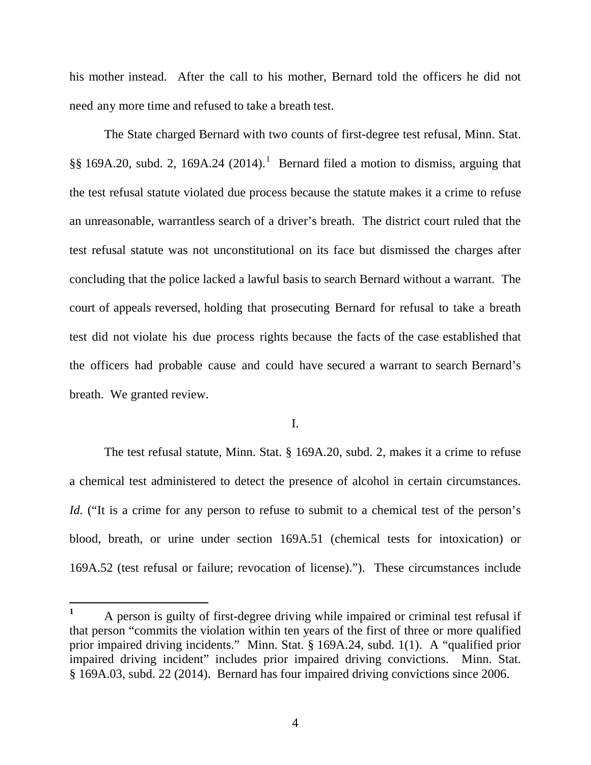his mother instead. After the call to his mother, Bernard told the officers he did not need any more time and refused to take a breath test.

The State charged Bernard with two counts of first-degree test refusal, Minn. Stat. §§ 169A.20, subd. 2, 169A.24 (2014).[1] Bernard filed a motion to dismiss, arguing that the test refusal statute violated due process because the statute makes it a crime to refuse an unreasonable, warrantless search of a driver's breath. The district court ruled that the test refusal statute was not unconstitutional on its face but dismissed the charges after concluding that the police lacked a lawful basis to search Bernard without a warrant. The court of appeals reversed, holding that prosecuting Bernard for refusal to take a breath test did not violate his due process rights because the facts of the case established that the officers had probable cause and could have secured a warrant to search Bernard's breath. We granted review.

I.

The test refusal statute, Minn. Stat. § 169A.20, subd. 2, makes it a crime to refuse a chemical test administered to detect the presence of alcohol in certain circumstances. *Id.* ("It is a crime for any person to refuse to submit to a chemical test of the person's blood, breath, or urine under section 169A.51 (chemical tests for intoxication) or 169A.52 (test refusal or failure; revocation of license)."). These circumstances include

---

[1] A person is guilty of first-degree driving while impaired or criminal test refusal if that person "commits the violation within ten years of the first of three or more qualified prior impaired driving incidents." Minn. Stat. § 169A.24, subd. 1(1). A "qualified prior impaired driving incident" includes prior impaired driving convictions. Minn. Stat. § 169A.03, subd. 22 (2014). Bernard has four impaired driving convictions since 2006.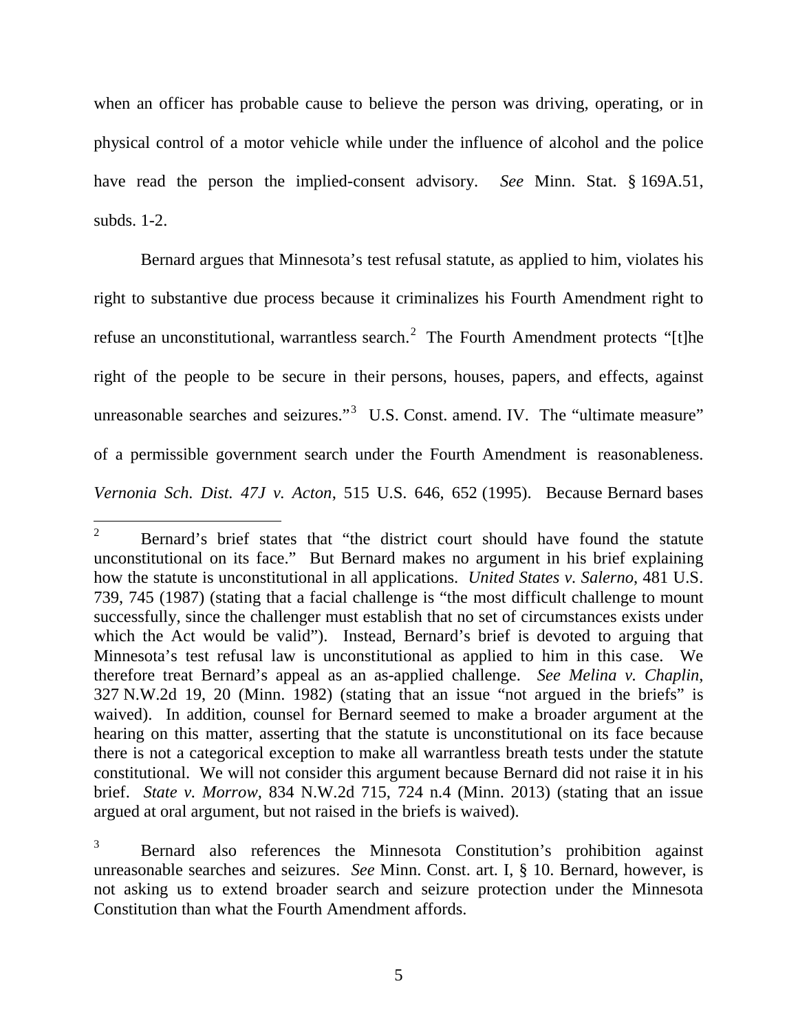when an officer has probable cause to believe the person was driving, operating, or in physical control of a motor vehicle while under the influence of alcohol and the police have read the person the implied-consent advisory. *See* Minn. Stat. § 169A.51, subds. 1-2.

Bernard argues that Minnesota's test refusal statute, as applied to him, violates his right to substantive due process because it criminalizes his Fourth Amendment right to refuse an unconstitutional, warrantless search.[2] The Fourth Amendment protects "[t]he right of the people to be secure in their persons, houses, papers, and effects, against unreasonable searches and seizures."[3] U.S. Const. amend. IV. The "ultimate measure" of a permissible government search under the Fourth Amendment is reasonableness. *Vernonia Sch. Dist. 47J v. Acton*, 515 U.S. 646, 652 (1995). Because Bernard bases

---

[2] Bernard's brief states that "the district court should have found the statute unconstitutional on its face." But Bernard makes no argument in his brief explaining how the statute is unconstitutional in all applications. *United States v. Salerno*, 481 U.S. 739, 745 (1987) (stating that a facial challenge is "the most difficult challenge to mount successfully, since the challenger must establish that no set of circumstances exists under which the Act would be valid"). Instead, Bernard's brief is devoted to arguing that Minnesota's test refusal law is unconstitutional as applied to him in this case. We therefore treat Bernard's appeal as an as-applied challenge. *See Melina v. Chaplin*, 327 N.W.2d 19, 20 (Minn. 1982) (stating that an issue "not argued in the briefs" is waived). In addition, counsel for Bernard seemed to make a broader argument at the hearing on this matter, asserting that the statute is unconstitutional on its face because there is not a categorical exception to make all warrantless breath tests under the statute constitutional. We will not consider this argument because Bernard did not raise it in his brief. *State v. Morrow*, 834 N.W.2d 715, 724 n.4 (Minn. 2013) (stating that an issue argued at oral argument, but not raised in the briefs is waived).

[3] Bernard also references the Minnesota Constitution's prohibition against unreasonable searches and seizures. *See* Minn. Const. art. I, § 10. Bernard, however, is not asking us to extend broader search and seizure protection under the Minnesota Constitution than what the Fourth Amendment affords.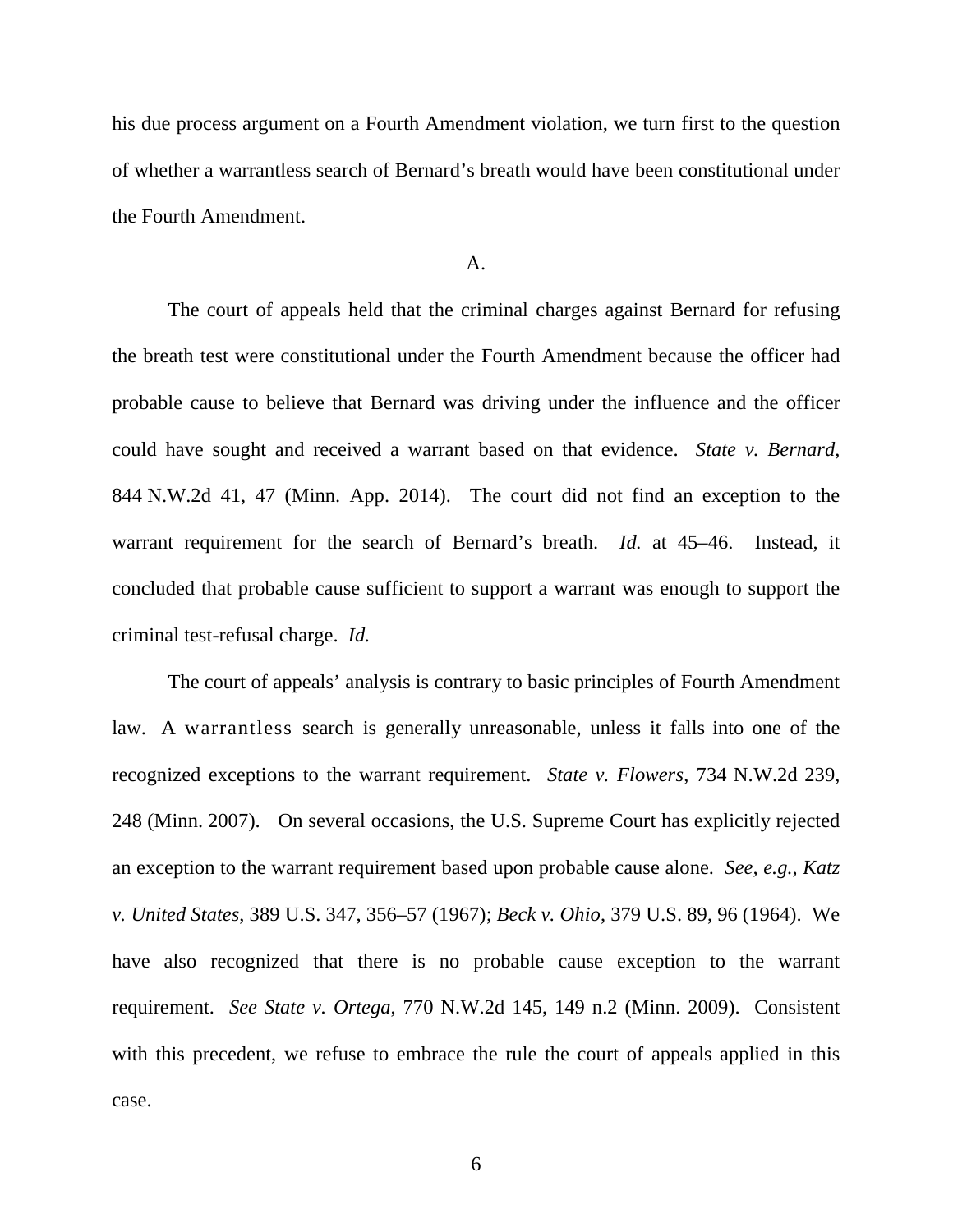his due process argument on a Fourth Amendment violation, we turn first to the question of whether a warrantless search of Bernard's breath would have been constitutional under the Fourth Amendment.

A.

The court of appeals held that the criminal charges against Bernard for refusing the breath test were constitutional under the Fourth Amendment because the officer had probable cause to believe that Bernard was driving under the influence and the officer could have sought and received a warrant based on that evidence. *State v. Bernard*, 844 N.W.2d 41, 47 (Minn. App. 2014). The court did not find an exception to the warrant requirement for the search of Bernard's breath. *Id.* at 45–46. Instead, it concluded that probable cause sufficient to support a warrant was enough to support the criminal test-refusal charge. *Id.*

The court of appeals' analysis is contrary to basic principles of Fourth Amendment law. A warrantless search is generally unreasonable, unless it falls into one of the recognized exceptions to the warrant requirement. *State v. Flowers*, 734 N.W.2d 239, 248 (Minn. 2007). On several occasions, the U.S. Supreme Court has explicitly rejected an exception to the warrant requirement based upon probable cause alone. *See, e.g.*, *Katz v. United States*, 389 U.S. 347, 356–57 (1967); *Beck v. Ohio*, 379 U.S. 89, 96 (1964). We have also recognized that there is no probable cause exception to the warrant requirement. *See State v. Ortega*, 770 N.W.2d 145, 149 n.2 (Minn. 2009). Consistent with this precedent, we refuse to embrace the rule the court of appeals applied in this case.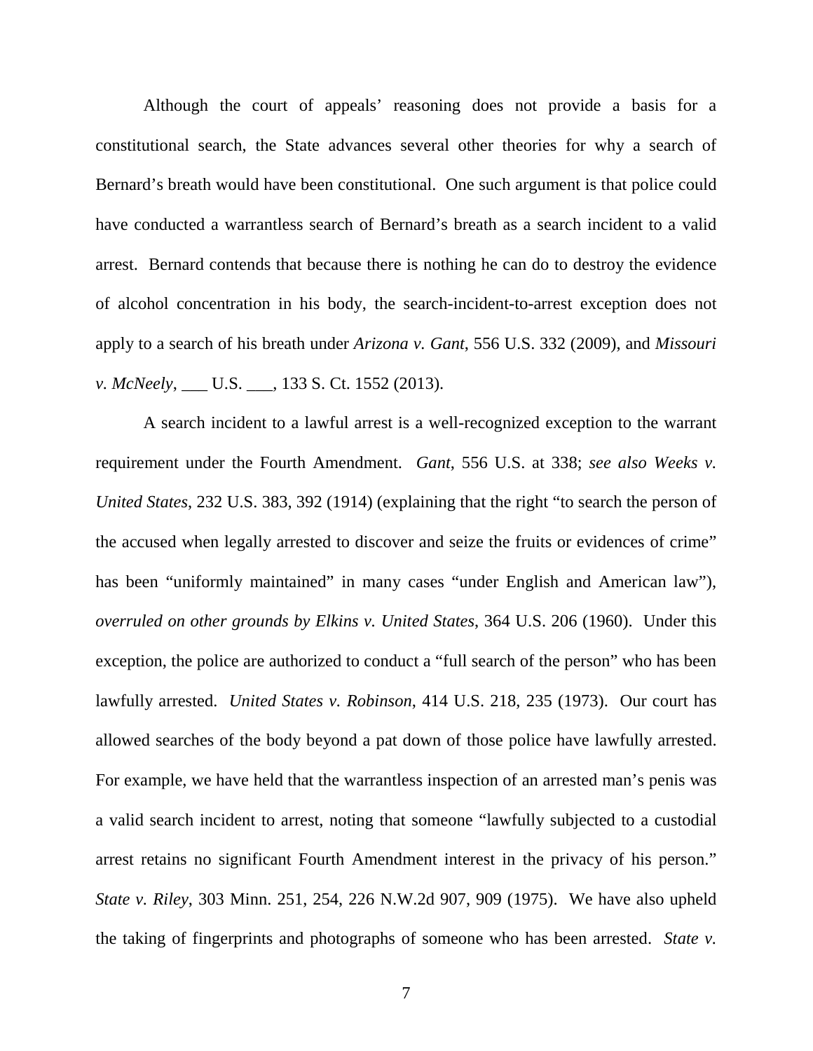Although the court of appeals' reasoning does not provide a basis for a constitutional search, the State advances several other theories for why a search of Bernard's breath would have been constitutional. One such argument is that police could have conducted a warrantless search of Bernard's breath as a search incident to a valid arrest. Bernard contends that because there is nothing he can do to destroy the evidence of alcohol concentration in his body, the search-incident-to-arrest exception does not apply to a search of his breath under *Arizona v. Gant*, 556 U.S. 332 (2009), and *Missouri v. McNeely*, ___ U.S. ___, 133 S. Ct. 1552 (2013).

A search incident to a lawful arrest is a well-recognized exception to the warrant requirement under the Fourth Amendment. *Gant*, 556 U.S. at 338; *see also Weeks v. United States*, 232 U.S. 383, 392 (1914) (explaining that the right "to search the person of the accused when legally arrested to discover and seize the fruits or evidences of crime" has been "uniformly maintained" in many cases "under English and American law"), *overruled on other grounds by Elkins v. United States*, 364 U.S. 206 (1960). Under this exception, the police are authorized to conduct a "full search of the person" who has been lawfully arrested. *United States v. Robinson*, 414 U.S. 218, 235 (1973). Our court has allowed searches of the body beyond a pat down of those police have lawfully arrested. For example, we have held that the warrantless inspection of an arrested man's penis was a valid search incident to arrest, noting that someone "lawfully subjected to a custodial arrest retains no significant Fourth Amendment interest in the privacy of his person." *State v. Riley*, 303 Minn. 251, 254, 226 N.W.2d 907, 909 (1975). We have also upheld the taking of fingerprints and photographs of someone who has been arrested. *State v.*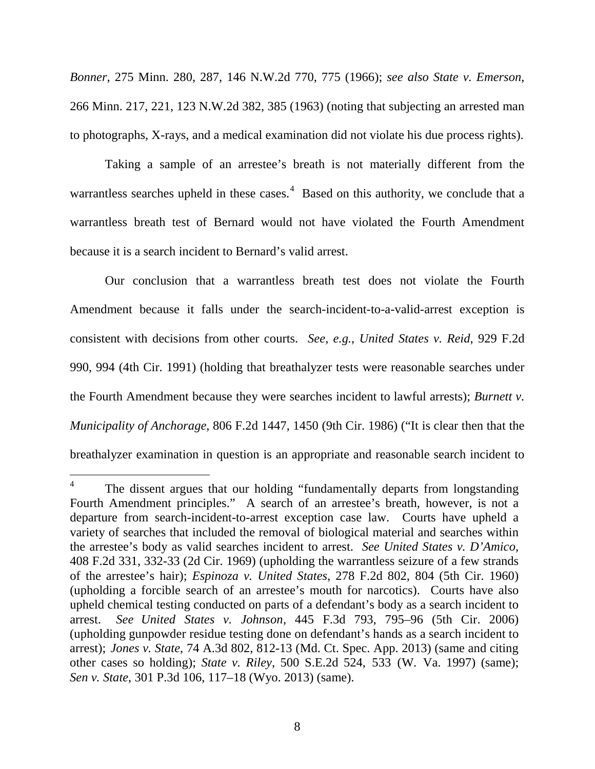*Bonner*, 275 Minn. 280, 287, 146 N.W.2d 770, 775 (1966); *see also State v. Emerson*, 266 Minn. 217, 221, 123 N.W.2d 382, 385 (1963) (noting that subjecting an arrested man to photographs, X-rays, and a medical examination did not violate his due process rights).

Taking a sample of an arrestee's breath is not materially different from the warrantless searches upheld in these cases.[4] Based on this authority, we conclude that a warrantless breath test of Bernard would not have violated the Fourth Amendment because it is a search incident to Bernard's valid arrest.

Our conclusion that a warrantless breath test does not violate the Fourth Amendment because it falls under the search-incident-to-a-valid-arrest exception is consistent with decisions from other courts. *See, e.g.*, *United States v. Reid*, 929 F.2d 990, 994 (4th Cir. 1991) (holding that breathalyzer tests were reasonable searches under the Fourth Amendment because they were searches incident to lawful arrests); *Burnett v. Municipality of Anchorage*, 806 F.2d 1447, 1450 (9th Cir. 1986) ("It is clear then that the breathalyzer examination in question is an appropriate and reasonable search incident to

---

[4] The dissent argues that our holding "fundamentally departs from longstanding Fourth Amendment principles." A search of an arrestee's breath, however, is not a departure from search-incident-to-arrest exception case law. Courts have upheld a variety of searches that included the removal of biological material and searches within the arrestee's body as valid searches incident to arrest. *See United States v. D'Amico*, 408 F.2d 331, 332-33 (2d Cir. 1969) (upholding the warrantless seizure of a few strands of the arrestee's hair); *Espinoza v. United States*, 278 F.2d 802, 804 (5th Cir. 1960) (upholding a forcible search of an arrestee's mouth for narcotics). Courts have also upheld chemical testing conducted on parts of a defendant's body as a search incident to arrest. *See United States v. Johnson*, 445 F.3d 793, 795–96 (5th Cir. 2006) (upholding gunpowder residue testing done on defendant's hands as a search incident to arrest); *Jones v. State*, 74 A.3d 802, 812-13 (Md. Ct. Spec. App. 2013) (same and citing other cases so holding); *State v. Riley*, 500 S.E.2d 524, 533 (W. Va. 1997) (same); *Sen v. State*, 301 P.3d 106, 117–18 (Wyo. 2013) (same).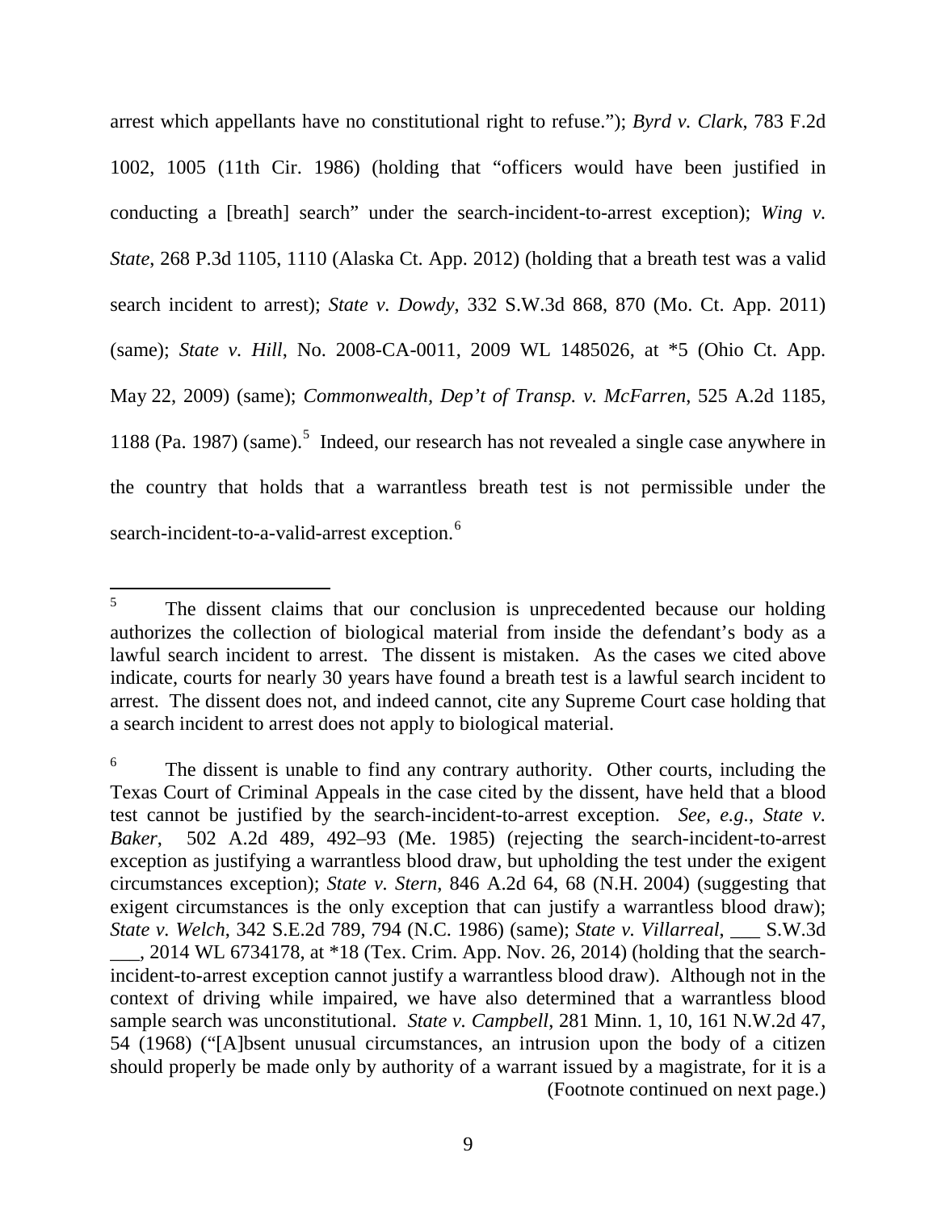arrest which appellants have no constitutional right to refuse."); *Byrd v. Clark*, 783 F.2d 1002, 1005 (11th Cir. 1986) (holding that "officers would have been justified in conducting a [breath] search" under the search-incident-to-arrest exception); *Wing v. State*, 268 P.3d 1105, 1110 (Alaska Ct. App. 2012) (holding that a breath test was a valid search incident to arrest); *State v. Dowdy*, 332 S.W.3d 868, 870 (Mo. Ct. App. 2011) (same); *State v. Hill*, No. 2008-CA-0011, 2009 WL 1485026, at *5 (Ohio Ct. App. May 22, 2009) (same); *Commonwealth, Dep't of Transp. v. McFarren*, 525 A.2d 1185, 1188 (Pa. 1987) (same).[5] Indeed, our research has not revealed a single case anywhere in the country that holds that a warrantless breath test is not permissible under the search-incident-to-a-valid-arrest exception.[6]

---

[5] The dissent claims that our conclusion is unprecedented because our holding authorizes the collection of biological material from inside the defendant's body as a lawful search incident to arrest. The dissent is mistaken. As the cases we cited above indicate, courts for nearly 30 years have found a breath test is a lawful search incident to arrest. The dissent does not, and indeed cannot, cite any Supreme Court case holding that a search incident to arrest does not apply to biological material.

[6] The dissent is unable to find any contrary authority. Other courts, including the Texas Court of Criminal Appeals in the case cited by the dissent, have held that a blood test cannot be justified by the search-incident-to-arrest exception. *See, e.g.*, *State v. Baker*, 502 A.2d 489, 492–93 (Me. 1985) (rejecting the search-incident-to-arrest exception as justifying a warrantless blood draw, but upholding the test under the exigent circumstances exception); *State v. Stern*, 846 A.2d 64, 68 (N.H. 2004) (suggesting that exigent circumstances is the only exception that can justify a warrantless blood draw); *State v. Welch*, 342 S.E.2d 789, 794 (N.C. 1986) (same); *State v. Villarreal*, ___ S.W.3d ___, 2014 WL 6734178, at *18 (Tex. Crim. App. Nov. 26, 2014) (holding that the search-incident-to-arrest exception cannot justify a warrantless blood draw). Although not in the context of driving while impaired, we have also determined that a warrantless blood sample search was unconstitutional. *State v. Campbell*, 281 Minn. 1, 10, 161 N.W.2d 47, 54 (1968) ("[A]bsent unusual circumstances, an intrusion upon the body of a citizen should properly be made only by authority of a warrant issued by a magistrate, for it is a

(Footnote continued on next page.)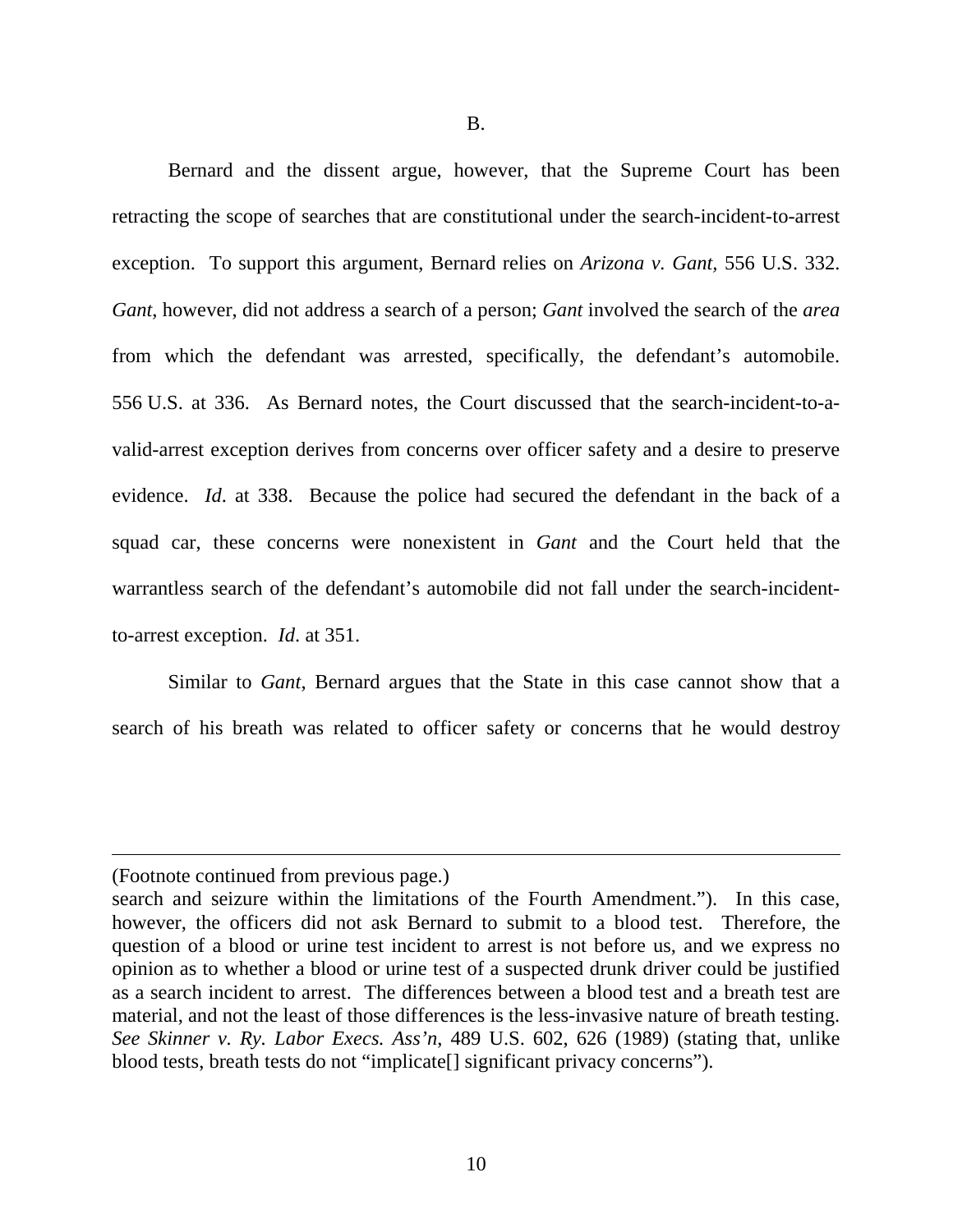B.

Bernard and the dissent argue, however, that the Supreme Court has been retracting the scope of searches that are constitutional under the search-incident-to-arrest exception. To support this argument, Bernard relies on *Arizona v. Gant*, 556 U.S. 332. *Gant*, however, did not address a search of a person; *Gant* involved the search of the *area* from which the defendant was arrested, specifically, the defendant's automobile. 556 U.S. at 336. As Bernard notes, the Court discussed that the search-incident-to-a-valid-arrest exception derives from concerns over officer safety and a desire to preserve evidence. *Id*. at 338. Because the police had secured the defendant in the back of a squad car, these concerns were nonexistent in *Gant* and the Court held that the warrantless search of the defendant's automobile did not fall under the search-incident-to-arrest exception. *Id*. at 351.

Similar to *Gant*, Bernard argues that the State in this case cannot show that a search of his breath was related to officer safety or concerns that he would destroy

---

(Footnote continued from previous page.)

search and seizure within the limitations of the Fourth Amendment."). In this case, however, the officers did not ask Bernard to submit to a blood test. Therefore, the question of a blood or urine test incident to arrest is not before us, and we express no opinion as to whether a blood or urine test of a suspected drunk driver could be justified as a search incident to arrest. The differences between a blood test and a breath test are material, and not the least of those differences is the less-invasive nature of breath testing. *See Skinner v. Ry. Labor Execs. Ass'n*, 489 U.S. 602, 626 (1989) (stating that, unlike blood tests, breath tests do not "implicate[] significant privacy concerns").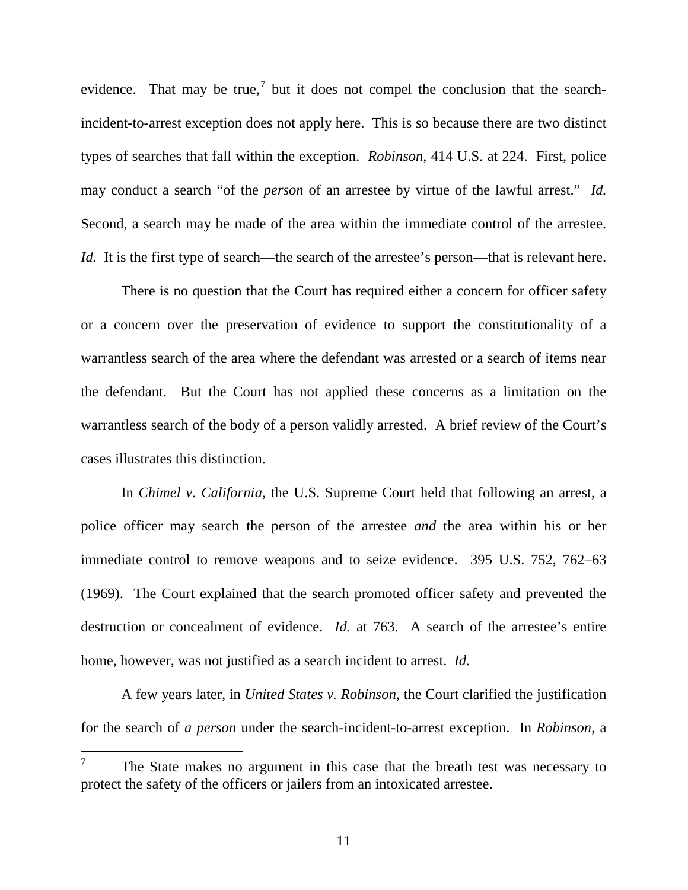evidence. That may be true,[7] but it does not compel the conclusion that the search-incident-to-arrest exception does not apply here. This is so because there are two distinct types of searches that fall within the exception. *Robinson*, 414 U.S. at 224. First, police may conduct a search "of the *person* of an arrestee by virtue of the lawful arrest." *Id.* Second, a search may be made of the area within the immediate control of the arrestee. *Id.* It is the first type of search—the search of the arrestee's person—that is relevant here.

There is no question that the Court has required either a concern for officer safety or a concern over the preservation of evidence to support the constitutionality of a warrantless search of the area where the defendant was arrested or a search of items near the defendant. But the Court has not applied these concerns as a limitation on the warrantless search of the body of a person validly arrested. A brief review of the Court's cases illustrates this distinction.

In *Chimel v. California*, the U.S. Supreme Court held that following an arrest, a police officer may search the person of the arrestee *and* the area within his or her immediate control to remove weapons and to seize evidence. 395 U.S. 752, 762–63 (1969). The Court explained that the search promoted officer safety and prevented the destruction or concealment of evidence. *Id.* at 763. A search of the arrestee's entire home, however, was not justified as a search incident to arrest. *Id.*

A few years later, in *United States v. Robinson*, the Court clarified the justification for the search of *a person* under the search-incident-to-arrest exception. In *Robinson*, a

---

[7] The State makes no argument in this case that the breath test was necessary to protect the safety of the officers or jailers from an intoxicated arrestee.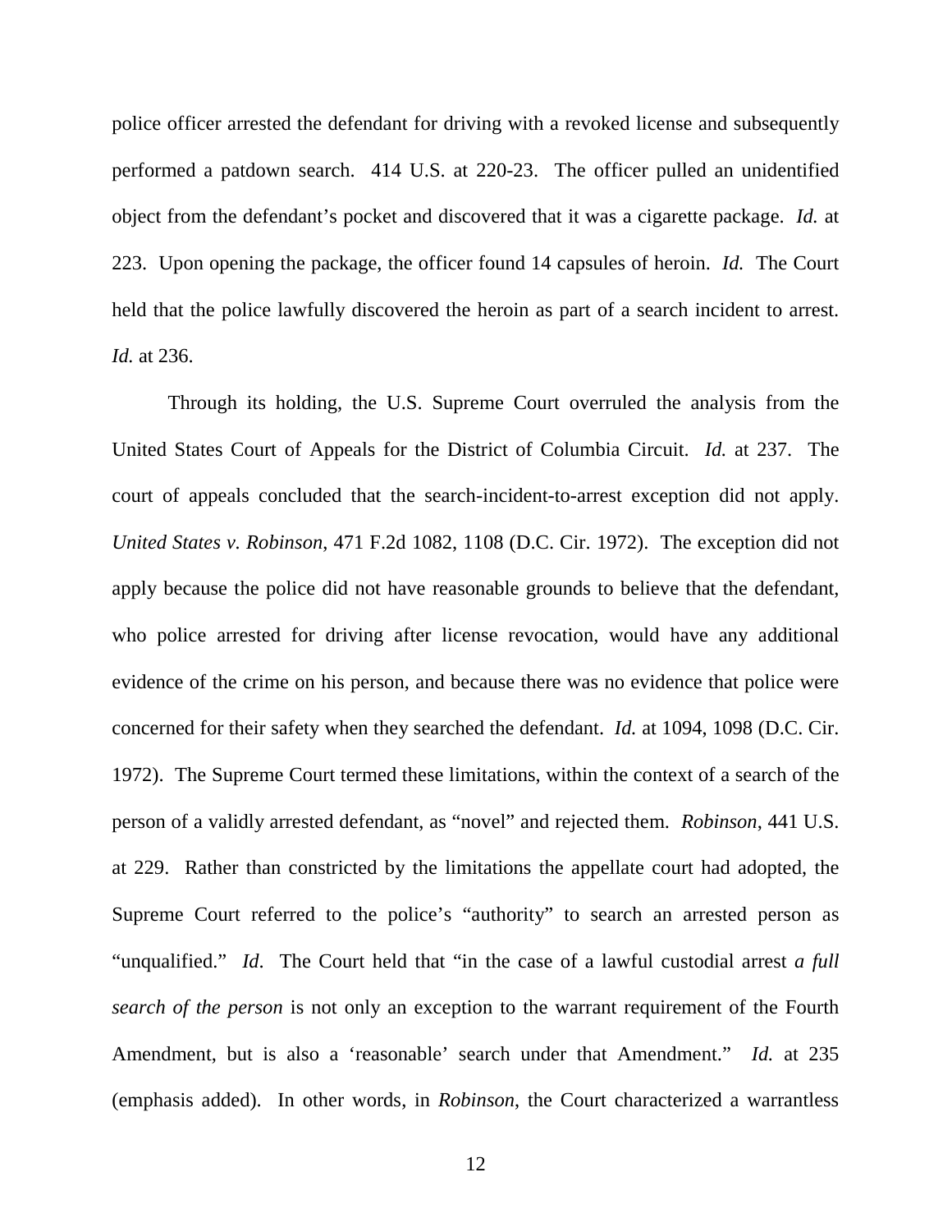police officer arrested the defendant for driving with a revoked license and subsequently performed a patdown search. 414 U.S. at 220-23. The officer pulled an unidentified object from the defendant's pocket and discovered that it was a cigarette package. *Id.* at 223. Upon opening the package, the officer found 14 capsules of heroin. *Id.* The Court held that the police lawfully discovered the heroin as part of a search incident to arrest. *Id.* at 236.

Through its holding, the U.S. Supreme Court overruled the analysis from the United States Court of Appeals for the District of Columbia Circuit. *Id.* at 237. The court of appeals concluded that the search-incident-to-arrest exception did not apply. *United States v. Robinson*, 471 F.2d 1082, 1108 (D.C. Cir. 1972). The exception did not apply because the police did not have reasonable grounds to believe that the defendant, who police arrested for driving after license revocation, would have any additional evidence of the crime on his person, and because there was no evidence that police were concerned for their safety when they searched the defendant. *Id.* at 1094, 1098 (D.C. Cir. 1972). The Supreme Court termed these limitations, within the context of a search of the person of a validly arrested defendant, as "novel" and rejected them. *Robinson*, 441 U.S. at 229. Rather than constricted by the limitations the appellate court had adopted, the Supreme Court referred to the police's "authority" to search an arrested person as "unqualified." *Id*. The Court held that "in the case of a lawful custodial arrest *a full search of the person* is not only an exception to the warrant requirement of the Fourth Amendment, but is also a 'reasonable' search under that Amendment." *Id.* at 235 (emphasis added). In other words, in *Robinson*, the Court characterized a warrantless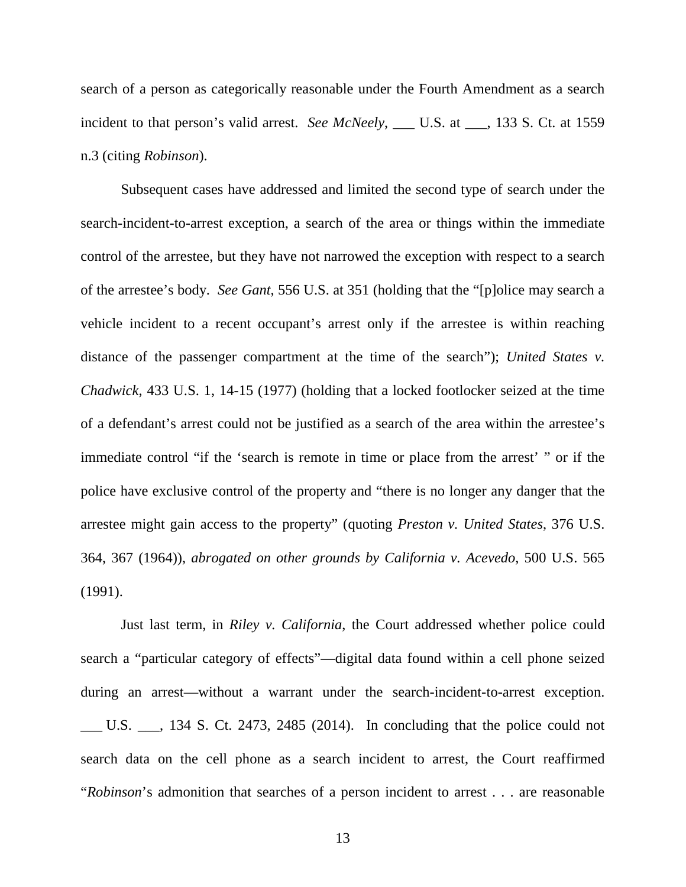search of a person as categorically reasonable under the Fourth Amendment as a search incident to that person's valid arrest. *See McNeely*, ___ U.S. at ___, 133 S. Ct. at 1559 n.3 (citing *Robinson*).

Subsequent cases have addressed and limited the second type of search under the search-incident-to-arrest exception, a search of the area or things within the immediate control of the arrestee, but they have not narrowed the exception with respect to a search of the arrestee's body. *See Gant*, 556 U.S. at 351 (holding that the "[p]olice may search a vehicle incident to a recent occupant's arrest only if the arrestee is within reaching distance of the passenger compartment at the time of the search"); *United States v. Chadwick*, 433 U.S. 1, 14-15 (1977) (holding that a locked footlocker seized at the time of a defendant's arrest could not be justified as a search of the area within the arrestee's immediate control "if the 'search is remote in time or place from the arrest' " or if the police have exclusive control of the property and "there is no longer any danger that the arrestee might gain access to the property" (quoting *Preston v. United States*, 376 U.S. 364, 367 (1964)), *abrogated on other grounds by California v. Acevedo*, 500 U.S. 565 (1991).

Just last term, in *Riley v. California*, the Court addressed whether police could search a "particular category of effects"—digital data found within a cell phone seized during an arrest—without a warrant under the search-incident-to-arrest exception. ___ U.S. ___, 134 S. Ct. 2473, 2485 (2014). In concluding that the police could not search data on the cell phone as a search incident to arrest, the Court reaffirmed "*Robinson*'s admonition that searches of a person incident to arrest . . . are reasonable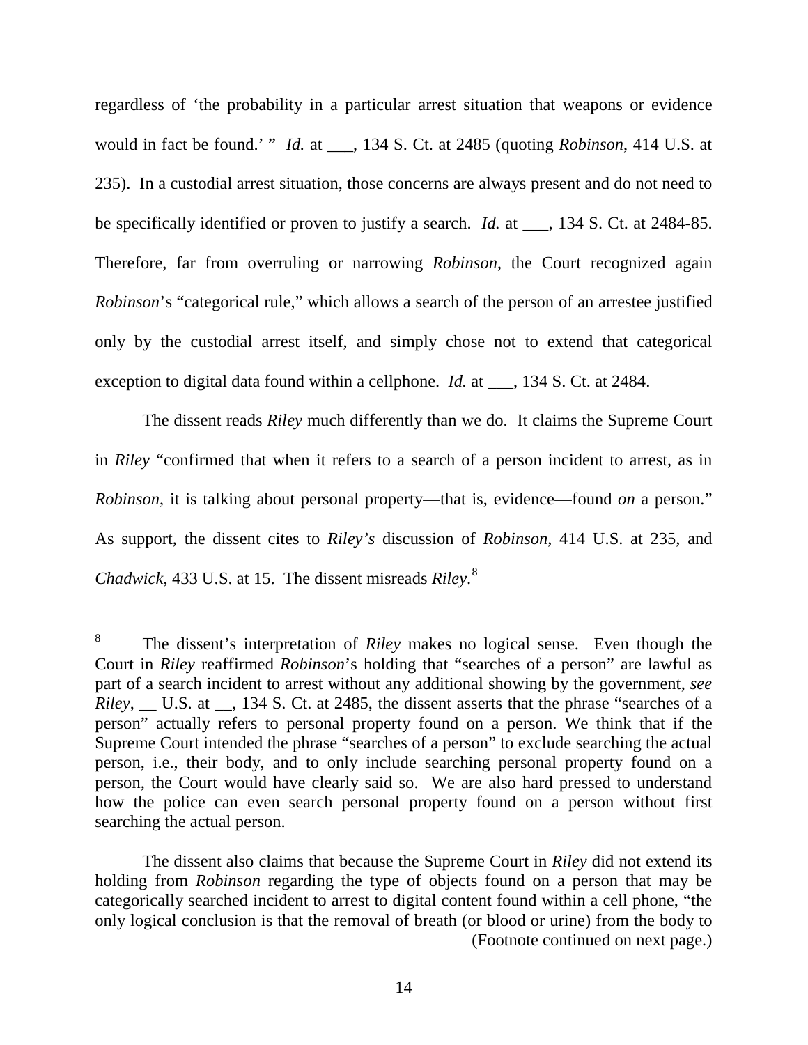regardless of 'the probability in a particular arrest situation that weapons or evidence would in fact be found.' " *Id.* at ___, 134 S. Ct. at 2485 (quoting *Robinson*, 414 U.S. at 235). In a custodial arrest situation, those concerns are always present and do not need to be specifically identified or proven to justify a search. *Id.* at ___, 134 S. Ct. at 2484-85. Therefore, far from overruling or narrowing *Robinson*, the Court recognized again *Robinson*'s "categorical rule," which allows a search of the person of an arrestee justified only by the custodial arrest itself, and simply chose not to extend that categorical exception to digital data found within a cellphone. *Id.* at ___, 134 S. Ct. at 2484.

The dissent reads *Riley* much differently than we do. It claims the Supreme Court in *Riley* "confirmed that when it refers to a search of a person incident to arrest, as in *Robinson*, it is talking about personal property—that is, evidence—found *on* a person." As support, the dissent cites to *Riley's* discussion of *Robinson*, 414 U.S. at 235, and *Chadwick*, 433 U.S. at 15. The dissent misreads *Riley*.[8]

---

[8] The dissent's interpretation of *Riley* makes no logical sense. Even though the Court in *Riley* reaffirmed *Robinson*'s holding that "searches of a person" are lawful as part of a search incident to arrest without any additional showing by the government, *see Riley*, __ U.S. at __, 134 S. Ct. at 2485, the dissent asserts that the phrase "searches of a person" actually refers to personal property found on a person. We think that if the Supreme Court intended the phrase "searches of a person" to exclude searching the actual person, i.e., their body, and to only include searching personal property found on a person, the Court would have clearly said so. We are also hard pressed to understand how the police can even search personal property found on a person without first searching the actual person.

The dissent also claims that because the Supreme Court in *Riley* did not extend its holding from *Robinson* regarding the type of objects found on a person that may be categorically searched incident to arrest to digital content found within a cell phone, "the only logical conclusion is that the removal of breath (or blood or urine) from the body to (Footnote continued on next page.)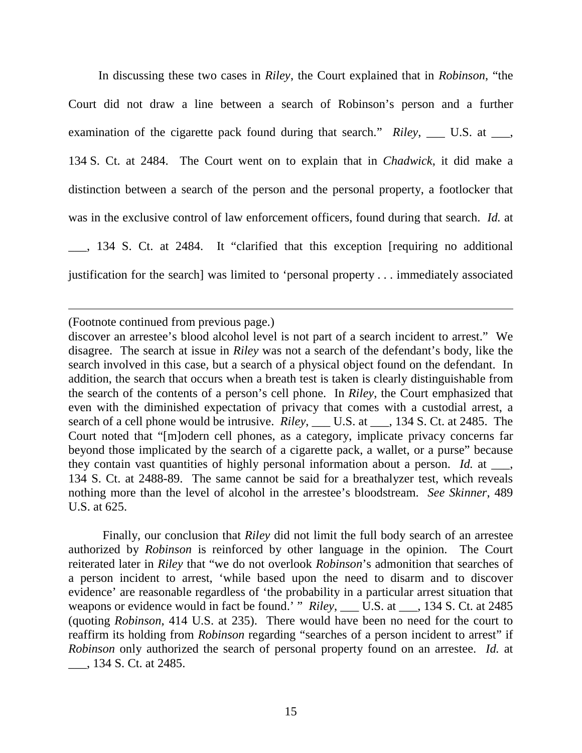In discussing these two cases in *Riley*, the Court explained that in *Robinson*, "the Court did not draw a line between a search of Robinson's person and a further examination of the cigarette pack found during that search." *Riley*, ___ U.S. at ___, 134 S. Ct. at 2484. The Court went on to explain that in *Chadwick*, it did make a distinction between a search of the person and the personal property, a footlocker that was in the exclusive control of law enforcement officers, found during that search. *Id.* at ___, 134 S. Ct. at 2484. It "clarified that this exception [requiring no additional justification for the search] was limited to 'personal property . . . immediately associated

---

(Footnote continued from previous page.)

discover an arrestee's blood alcohol level is not part of a search incident to arrest." We disagree. The search at issue in *Riley* was not a search of the defendant's body, like the search involved in this case, but a search of a physical object found on the defendant. In addition, the search that occurs when a breath test is taken is clearly distinguishable from the search of the contents of a person's cell phone. In *Riley*, the Court emphasized that even with the diminished expectation of privacy that comes with a custodial arrest, a search of a cell phone would be intrusive. *Riley*, ___ U.S. at ___, 134 S. Ct. at 2485. The Court noted that "[m]odern cell phones, as a category, implicate privacy concerns far beyond those implicated by the search of a cigarette pack, a wallet, or a purse" because they contain vast quantities of highly personal information about a person. *Id.* at ___, 134 S. Ct. at 2488-89. The same cannot be said for a breathalyzer test, which reveals nothing more than the level of alcohol in the arrestee's bloodstream. *See Skinner*, 489 U.S. at 625.

Finally, our conclusion that *Riley* did not limit the full body search of an arrestee authorized by *Robinson* is reinforced by other language in the opinion. The Court reiterated later in *Riley* that "we do not overlook *Robinson*'s admonition that searches of a person incident to arrest, 'while based upon the need to disarm and to discover evidence' are reasonable regardless of 'the probability in a particular arrest situation that weapons or evidence would in fact be found.' " *Riley*, ___ U.S. at ___, 134 S. Ct. at 2485 (quoting *Robinson*, 414 U.S. at 235). There would have been no need for the court to reaffirm its holding from *Robinson* regarding "searches of a person incident to arrest" if *Robinson* only authorized the search of personal property found on an arrestee. *Id.* at ___, 134 S. Ct. at 2485.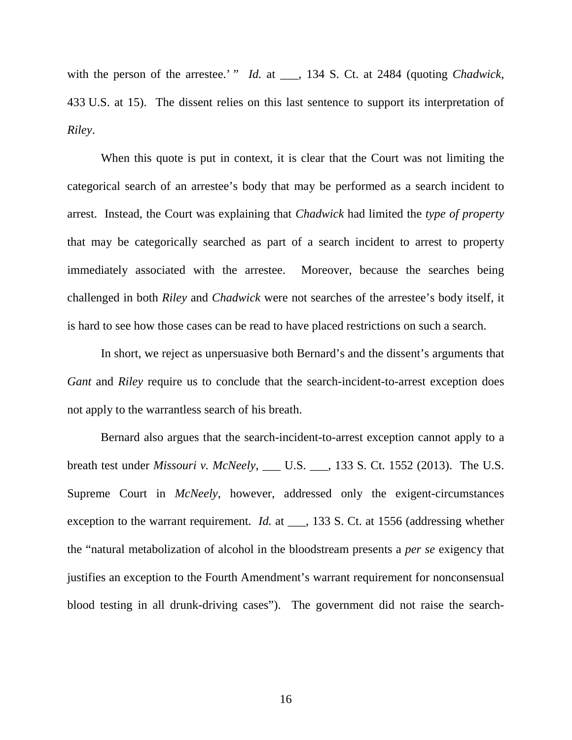with the person of the arrestee.' " *Id.* at ___, 134 S. Ct. at 2484 (quoting *Chadwick*, 433 U.S. at 15). The dissent relies on this last sentence to support its interpretation of *Riley*.

When this quote is put in context, it is clear that the Court was not limiting the categorical search of an arrestee's body that may be performed as a search incident to arrest. Instead, the Court was explaining that *Chadwick* had limited the *type of property* that may be categorically searched as part of a search incident to arrest to property immediately associated with the arrestee. Moreover, because the searches being challenged in both *Riley* and *Chadwick* were not searches of the arrestee's body itself, it is hard to see how those cases can be read to have placed restrictions on such a search.

In short, we reject as unpersuasive both Bernard's and the dissent's arguments that *Gant* and *Riley* require us to conclude that the search-incident-to-arrest exception does not apply to the warrantless search of his breath.

Bernard also argues that the search-incident-to-arrest exception cannot apply to a breath test under *Missouri v. McNeely*, ___ U.S. ___, 133 S. Ct. 1552 (2013). The U.S. Supreme Court in *McNeely*, however, addressed only the exigent-circumstances exception to the warrant requirement. *Id.* at ___, 133 S. Ct. at 1556 (addressing whether the "natural metabolization of alcohol in the bloodstream presents a *per se* exigency that justifies an exception to the Fourth Amendment's warrant requirement for nonconsensual blood testing in all drunk-driving cases"). The government did not raise the search-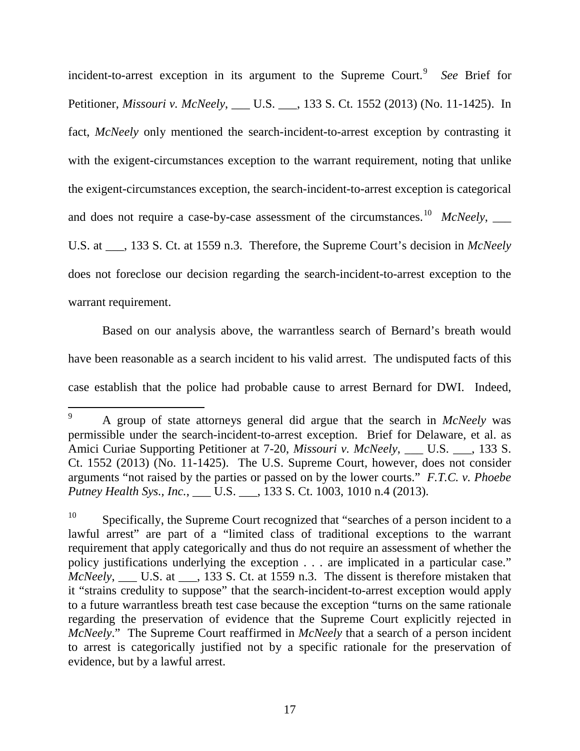incident-to-arrest exception in its argument to the Supreme Court.[9] *See* Brief for Petitioner, *Missouri v. McNeely*, ___ U.S. ___, 133 S. Ct. 1552 (2013) (No. 11-1425). In fact, *McNeely* only mentioned the search-incident-to-arrest exception by contrasting it with the exigent-circumstances exception to the warrant requirement, noting that unlike the exigent-circumstances exception, the search-incident-to-arrest exception is categorical and does not require a case-by-case assessment of the circumstances.[10] *McNeely*, ___ U.S. at ___, 133 S. Ct. at 1559 n.3. Therefore, the Supreme Court's decision in *McNeely* does not foreclose our decision regarding the search-incident-to-arrest exception to the warrant requirement.

Based on our analysis above, the warrantless search of Bernard's breath would have been reasonable as a search incident to his valid arrest. The undisputed facts of this case establish that the police had probable cause to arrest Bernard for DWI. Indeed,

---

[9] A group of state attorneys general did argue that the search in *McNeely* was permissible under the search-incident-to-arrest exception. Brief for Delaware, et al. as Amici Curiae Supporting Petitioner at 7-20, *Missouri v. McNeely*, ___ U.S. ___, 133 S. Ct. 1552 (2013) (No. 11-1425). The U.S. Supreme Court, however, does not consider arguments "not raised by the parties or passed on by the lower courts." *F.T.C. v. Phoebe Putney Health Sys., Inc.*, ___ U.S. ___, 133 S. Ct. 1003, 1010 n.4 (2013).

[10] Specifically, the Supreme Court recognized that "searches of a person incident to a lawful arrest" are part of a "limited class of traditional exceptions to the warrant requirement that apply categorically and thus do not require an assessment of whether the policy justifications underlying the exception . . . are implicated in a particular case." *McNeely*, ___ U.S. at ___, 133 S. Ct. at 1559 n.3. The dissent is therefore mistaken that it "strains credulity to suppose" that the search-incident-to-arrest exception would apply to a future warrantless breath test case because the exception "turns on the same rationale regarding the preservation of evidence that the Supreme Court explicitly rejected in *McNeely*." The Supreme Court reaffirmed in *McNeely* that a search of a person incident to arrest is categorically justified not by a specific rationale for the preservation of evidence, but by a lawful arrest.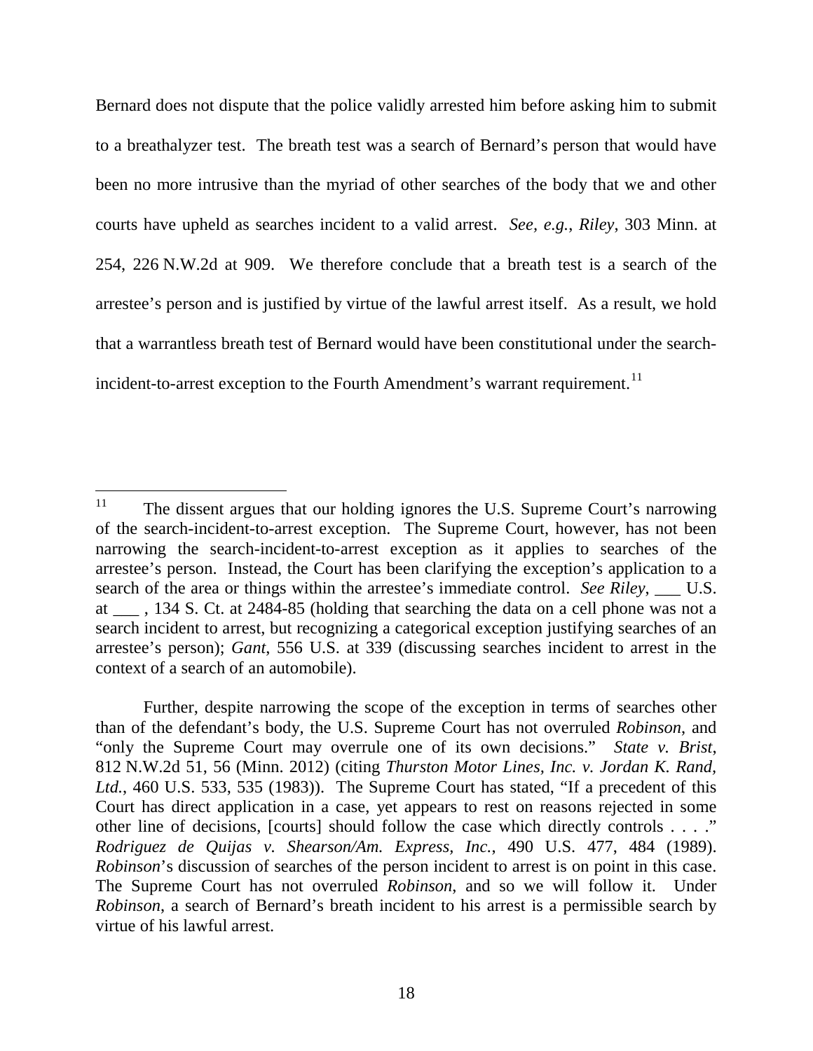Bernard does not dispute that the police validly arrested him before asking him to submit to a breathalyzer test. The breath test was a search of Bernard's person that would have been no more intrusive than the myriad of other searches of the body that we and other courts have upheld as searches incident to a valid arrest. *See, e.g.*, *Riley*, 303 Minn. at 254, 226 N.W.2d at 909. We therefore conclude that a breath test is a search of the arrestee's person and is justified by virtue of the lawful arrest itself. As a result, we hold that a warrantless breath test of Bernard would have been constitutional under the search-incident-to-arrest exception to the Fourth Amendment's warrant requirement.[11]

---

[11] The dissent argues that our holding ignores the U.S. Supreme Court's narrowing of the search-incident-to-arrest exception. The Supreme Court, however, has not been narrowing the search-incident-to-arrest exception as it applies to searches of the arrestee's person. Instead, the Court has been clarifying the exception's application to a search of the area or things within the arrestee's immediate control. *See Riley*, ___ U.S. at ___ , 134 S. Ct. at 2484-85 (holding that searching the data on a cell phone was not a search incident to arrest, but recognizing a categorical exception justifying searches of an arrestee's person); *Gant*, 556 U.S. at 339 (discussing searches incident to arrest in the context of a search of an automobile).

Further, despite narrowing the scope of the exception in terms of searches other than of the defendant's body, the U.S. Supreme Court has not overruled *Robinson*, and "only the Supreme Court may overrule one of its own decisions." *State v. Brist*, 812 N.W.2d 51, 56 (Minn. 2012) (citing *Thurston Motor Lines, Inc. v. Jordan K. Rand, Ltd.*, 460 U.S. 533, 535 (1983)). The Supreme Court has stated, "If a precedent of this Court has direct application in a case, yet appears to rest on reasons rejected in some other line of decisions, [courts] should follow the case which directly controls . . . ." *Rodriguez de Quijas v. Shearson/Am. Express, Inc.*, 490 U.S. 477, 484 (1989). *Robinson*'s discussion of searches of the person incident to arrest is on point in this case. The Supreme Court has not overruled *Robinson*, and so we will follow it. Under *Robinson*, a search of Bernard's breath incident to his arrest is a permissible search by virtue of his lawful arrest.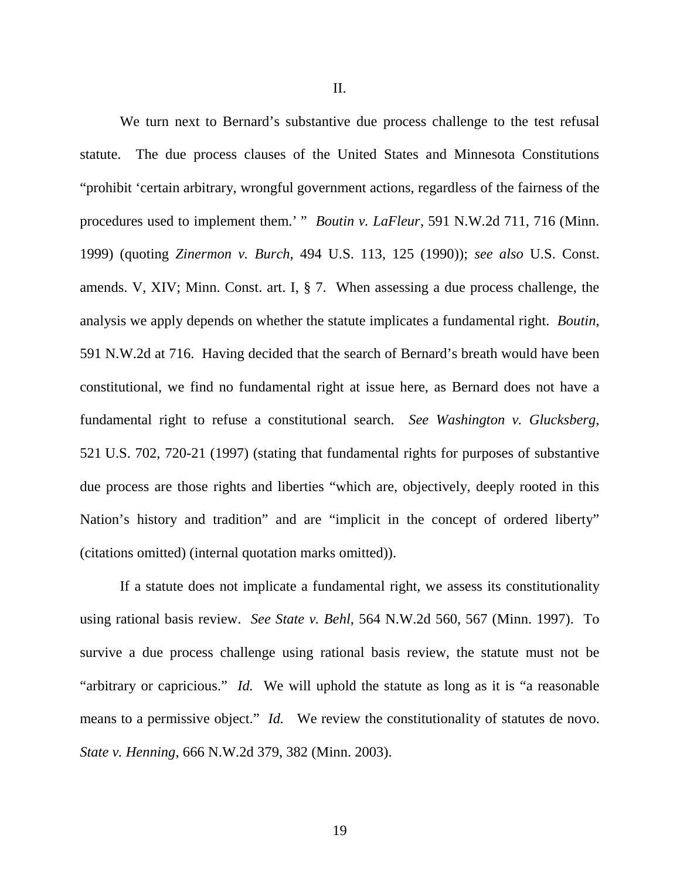II.

We turn next to Bernard's substantive due process challenge to the test refusal statute. The due process clauses of the United States and Minnesota Constitutions "prohibit 'certain arbitrary, wrongful government actions, regardless of the fairness of the procedures used to implement them.' " *Boutin v. LaFleur*, 591 N.W.2d 711, 716 (Minn. 1999) (quoting *Zinermon v. Burch*, 494 U.S. 113, 125 (1990)); *see also* U.S. Const. amends. V, XIV; Minn. Const. art. I, § 7. When assessing a due process challenge, the analysis we apply depends on whether the statute implicates a fundamental right. *Boutin*, 591 N.W.2d at 716. Having decided that the search of Bernard's breath would have been constitutional, we find no fundamental right at issue here, as Bernard does not have a fundamental right to refuse a constitutional search. *See Washington v. Glucksberg*, 521 U.S. 702, 720-21 (1997) (stating that fundamental rights for purposes of substantive due process are those rights and liberties "which are, objectively, deeply rooted in this Nation's history and tradition" and are "implicit in the concept of ordered liberty" (citations omitted) (internal quotation marks omitted)).

If a statute does not implicate a fundamental right, we assess its constitutionality using rational basis review. *See State v. Behl*, 564 N.W.2d 560, 567 (Minn. 1997). To survive a due process challenge using rational basis review, the statute must not be "arbitrary or capricious." *Id.* We will uphold the statute as long as it is "a reasonable means to a permissive object." *Id.* We review the constitutionality of statutes de novo. *State v. Henning*, 666 N.W.2d 379, 382 (Minn. 2003).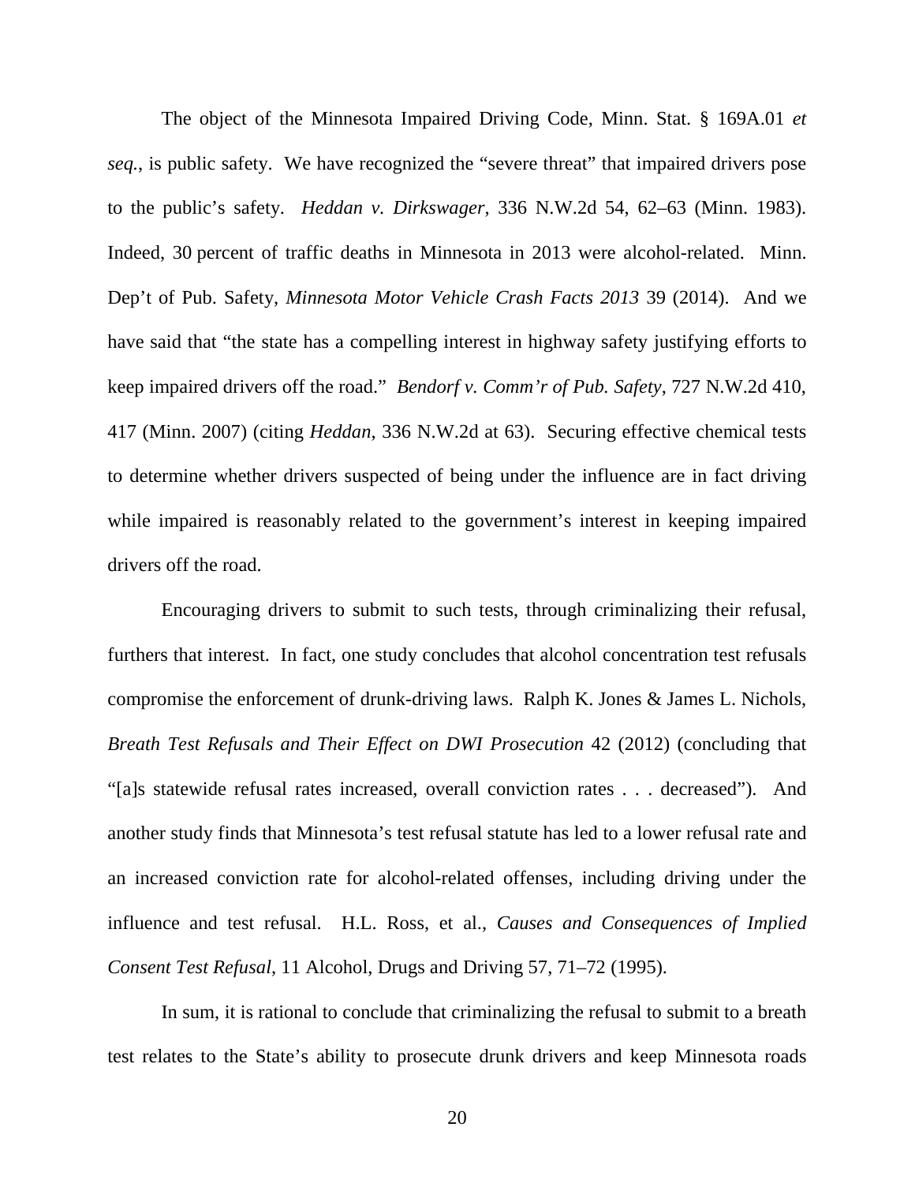The object of the Minnesota Impaired Driving Code, Minn. Stat. § 169A.01 *et seq.*, is public safety. We have recognized the "severe threat" that impaired drivers pose to the public's safety. *Heddan v. Dirkswager*, 336 N.W.2d 54, 62–63 (Minn. 1983). Indeed, 30 percent of traffic deaths in Minnesota in 2013 were alcohol-related. Minn. Dep't of Pub. Safety, *Minnesota Motor Vehicle Crash Facts 2013* 39 (2014). And we have said that "the state has a compelling interest in highway safety justifying efforts to keep impaired drivers off the road." *Bendorf v. Comm'r of Pub. Safety*, 727 N.W.2d 410, 417 (Minn. 2007) (citing *Heddan*, 336 N.W.2d at 63). Securing effective chemical tests to determine whether drivers suspected of being under the influence are in fact driving while impaired is reasonably related to the government's interest in keeping impaired drivers off the road.

Encouraging drivers to submit to such tests, through criminalizing their refusal, furthers that interest. In fact, one study concludes that alcohol concentration test refusals compromise the enforcement of drunk-driving laws. Ralph K. Jones & James L. Nichols, *Breath Test Refusals and Their Effect on DWI Prosecution* 42 (2012) (concluding that "[a]s statewide refusal rates increased, overall conviction rates . . . decreased"). And another study finds that Minnesota's test refusal statute has led to a lower refusal rate and an increased conviction rate for alcohol-related offenses, including driving under the influence and test refusal. H.L. Ross, et al., *Causes and Consequences of Implied Consent Test Refusal*, 11 Alcohol, Drugs and Driving 57, 71–72 (1995).

In sum, it is rational to conclude that criminalizing the refusal to submit to a breath test relates to the State's ability to prosecute drunk drivers and keep Minnesota roads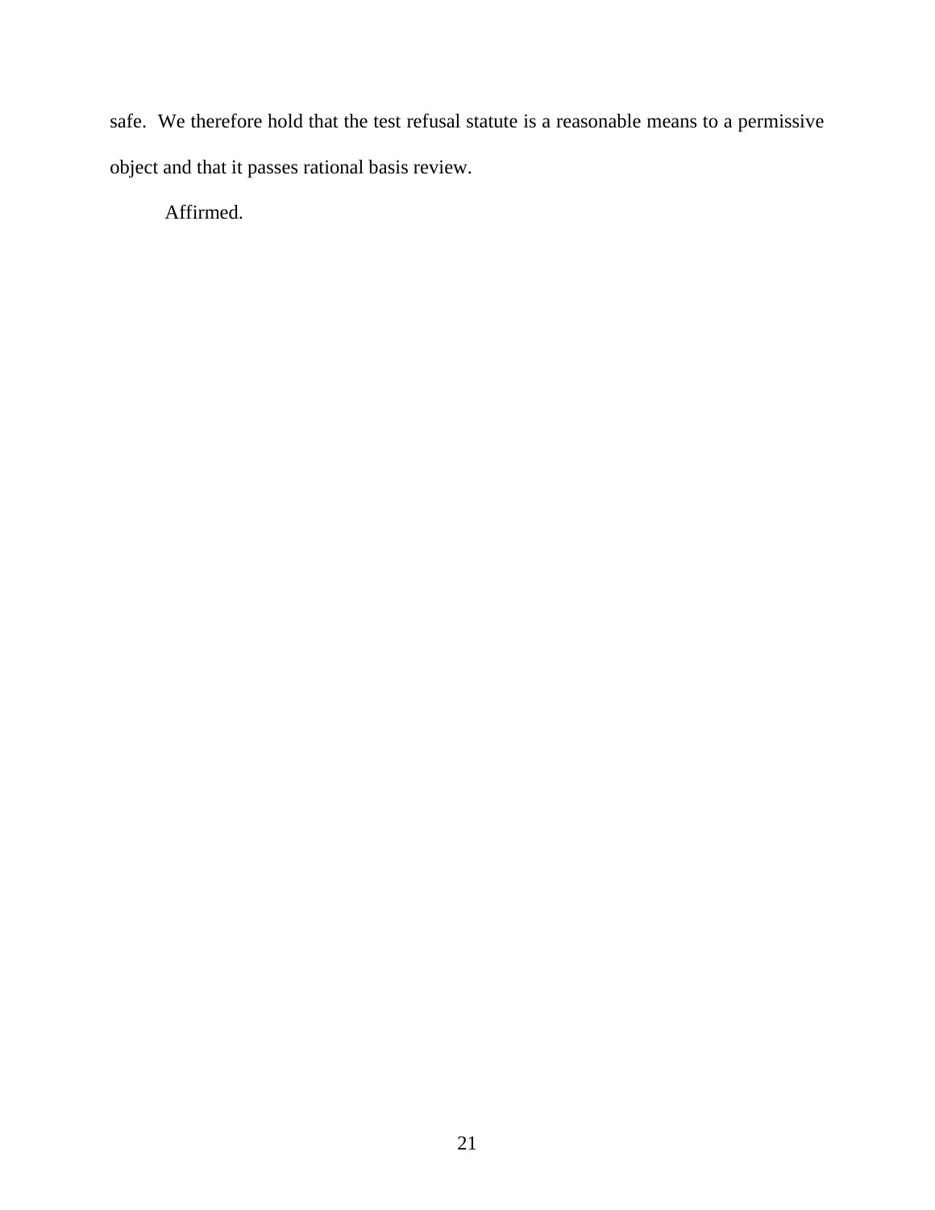safe. We therefore hold that the test refusal statute is a reasonable means to a permissive object and that it passes rational basis review.

Affirmed.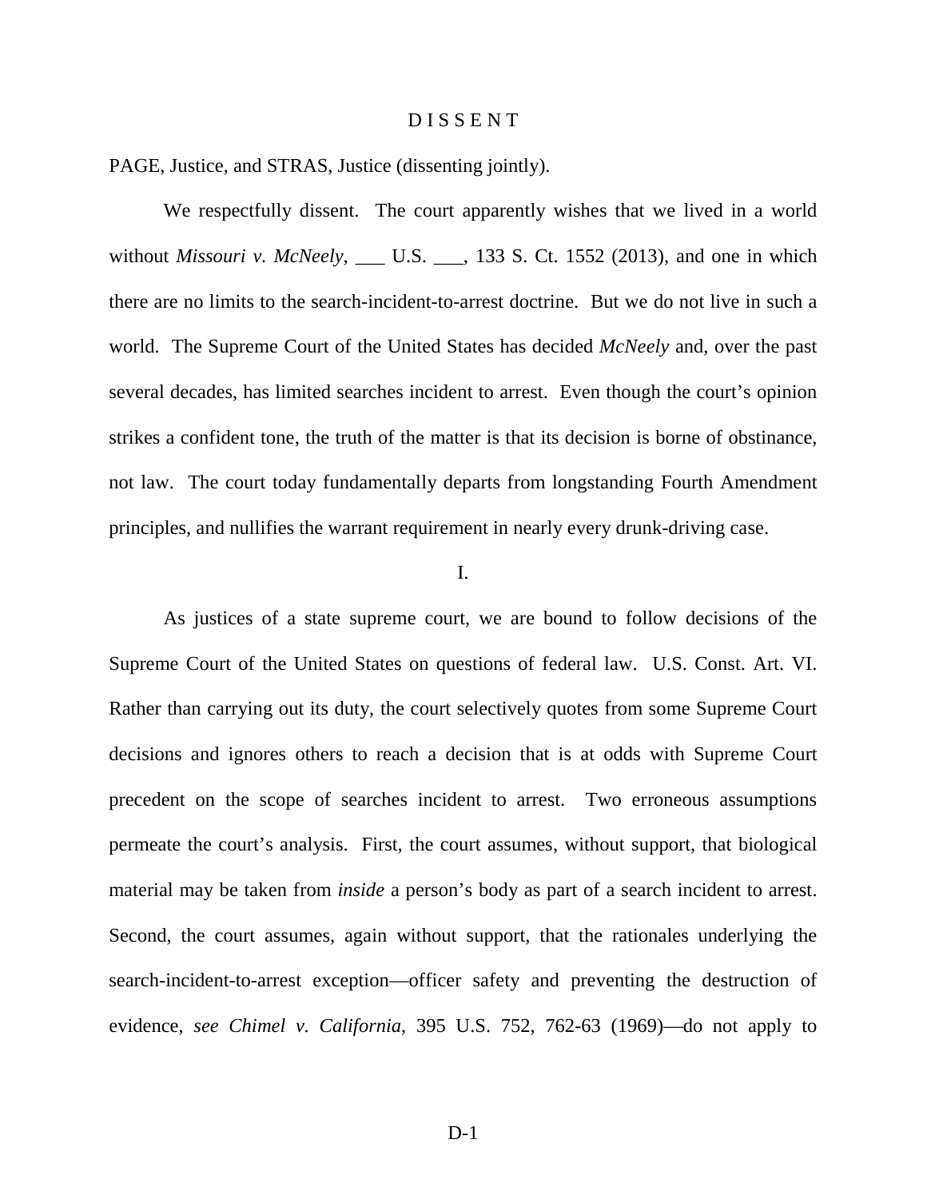# D I S S E N T

PAGE, Justice, and STRAS, Justice (dissenting jointly).

We respectfully dissent. The court apparently wishes that we lived in a world without *Missouri v. McNeely*, ___ U.S. ___, 133 S. Ct. 1552 (2013), and one in which there are no limits to the search-incident-to-arrest doctrine. But we do not live in such a world. The Supreme Court of the United States has decided *McNeely* and, over the past several decades, has limited searches incident to arrest. Even though the court's opinion strikes a confident tone, the truth of the matter is that its decision is borne of obstinance, not law. The court today fundamentally departs from longstanding Fourth Amendment principles, and nullifies the warrant requirement in nearly every drunk-driving case.

## I.

As justices of a state supreme court, we are bound to follow decisions of the Supreme Court of the United States on questions of federal law. U.S. Const. Art. VI. Rather than carrying out its duty, the court selectively quotes from some Supreme Court decisions and ignores others to reach a decision that is at odds with Supreme Court precedent on the scope of searches incident to arrest. Two erroneous assumptions permeate the court's analysis. First, the court assumes, without support, that biological material may be taken from *inside* a person's body as part of a search incident to arrest. Second, the court assumes, again without support, that the rationales underlying the search-incident-to-arrest exception—officer safety and preventing the destruction of evidence, *see Chimel v. California*, 395 U.S. 752, 762-63 (1969)—do not apply to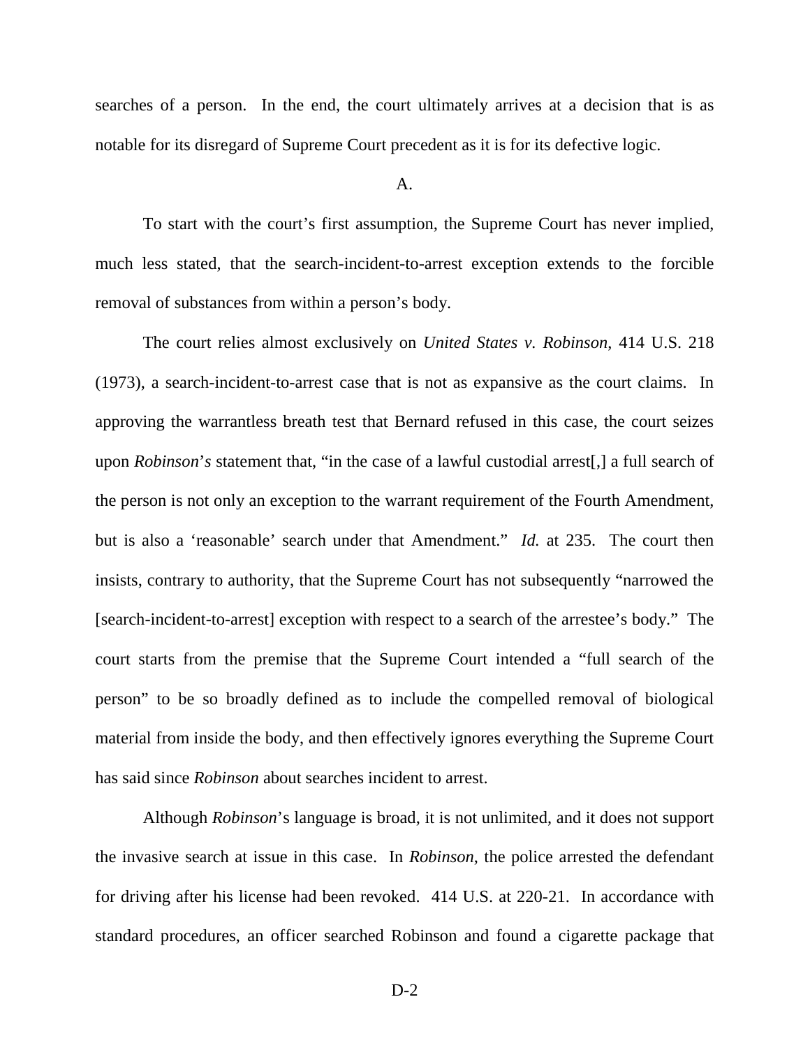searches of a person. In the end, the court ultimately arrives at a decision that is as notable for its disregard of Supreme Court precedent as it is for its defective logic.

A.

To start with the court's first assumption, the Supreme Court has never implied, much less stated, that the search-incident-to-arrest exception extends to the forcible removal of substances from within a person's body.

The court relies almost exclusively on *United States v. Robinson*, 414 U.S. 218 (1973), a search-incident-to-arrest case that is not as expansive as the court claims. In approving the warrantless breath test that Bernard refused in this case, the court seizes upon *Robinson*'*s* statement that, "in the case of a lawful custodial arrest[,] a full search of the person is not only an exception to the warrant requirement of the Fourth Amendment, but is also a 'reasonable' search under that Amendment." *Id.* at 235. The court then insists, contrary to authority, that the Supreme Court has not subsequently "narrowed the [search-incident-to-arrest] exception with respect to a search of the arrestee's body." The court starts from the premise that the Supreme Court intended a "full search of the person" to be so broadly defined as to include the compelled removal of biological material from inside the body, and then effectively ignores everything the Supreme Court has said since *Robinson* about searches incident to arrest.

Although *Robinson*'s language is broad, it is not unlimited, and it does not support the invasive search at issue in this case. In *Robinson*, the police arrested the defendant for driving after his license had been revoked. 414 U.S. at 220-21. In accordance with standard procedures, an officer searched Robinson and found a cigarette package that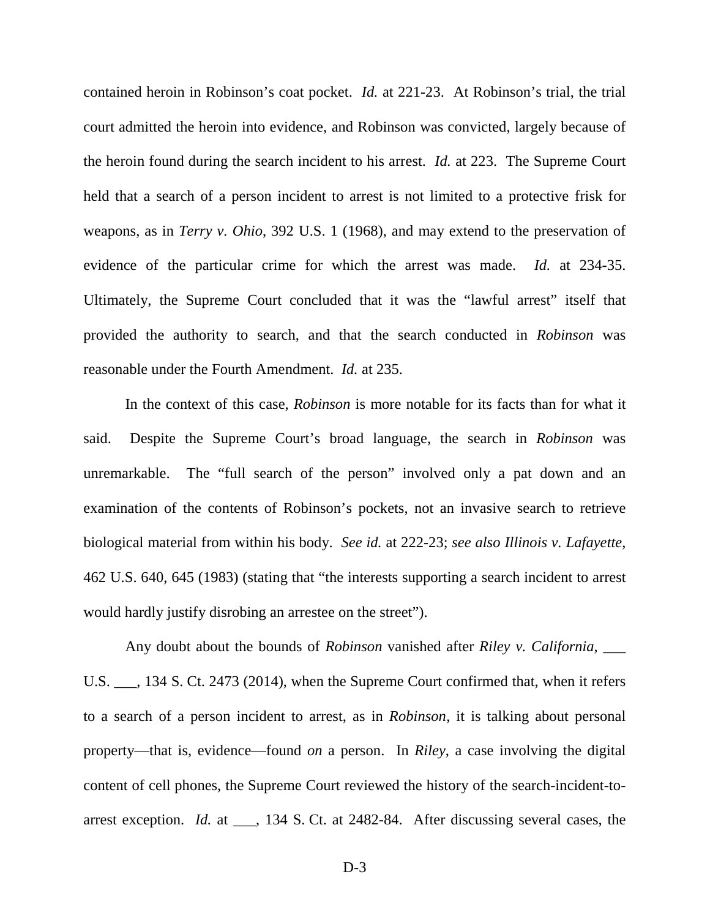contained heroin in Robinson's coat pocket. *Id.* at 221-23. At Robinson's trial, the trial court admitted the heroin into evidence, and Robinson was convicted, largely because of the heroin found during the search incident to his arrest. *Id.* at 223. The Supreme Court held that a search of a person incident to arrest is not limited to a protective frisk for weapons, as in *Terry v. Ohio*, 392 U.S. 1 (1968), and may extend to the preservation of evidence of the particular crime for which the arrest was made. *Id.* at 234-35. Ultimately, the Supreme Court concluded that it was the "lawful arrest" itself that provided the authority to search, and that the search conducted in *Robinson* was reasonable under the Fourth Amendment. *Id.* at 235.

In the context of this case, *Robinson* is more notable for its facts than for what it said. Despite the Supreme Court's broad language, the search in *Robinson* was unremarkable. The "full search of the person" involved only a pat down and an examination of the contents of Robinson's pockets, not an invasive search to retrieve biological material from within his body. *See id.* at 222-23; *see also Illinois v. Lafayette*, 462 U.S. 640, 645 (1983) (stating that "the interests supporting a search incident to arrest would hardly justify disrobing an arrestee on the street").

Any doubt about the bounds of *Robinson* vanished after *Riley v. California*, ___ U.S. ___, 134 S. Ct. 2473 (2014), when the Supreme Court confirmed that, when it refers to a search of a person incident to arrest, as in *Robinson*, it is talking about personal property—that is, evidence—found *on* a person. In *Riley*, a case involving the digital content of cell phones, the Supreme Court reviewed the history of the search-incident-to-arrest exception. *Id.* at ___, 134 S. Ct. at 2482-84. After discussing several cases, the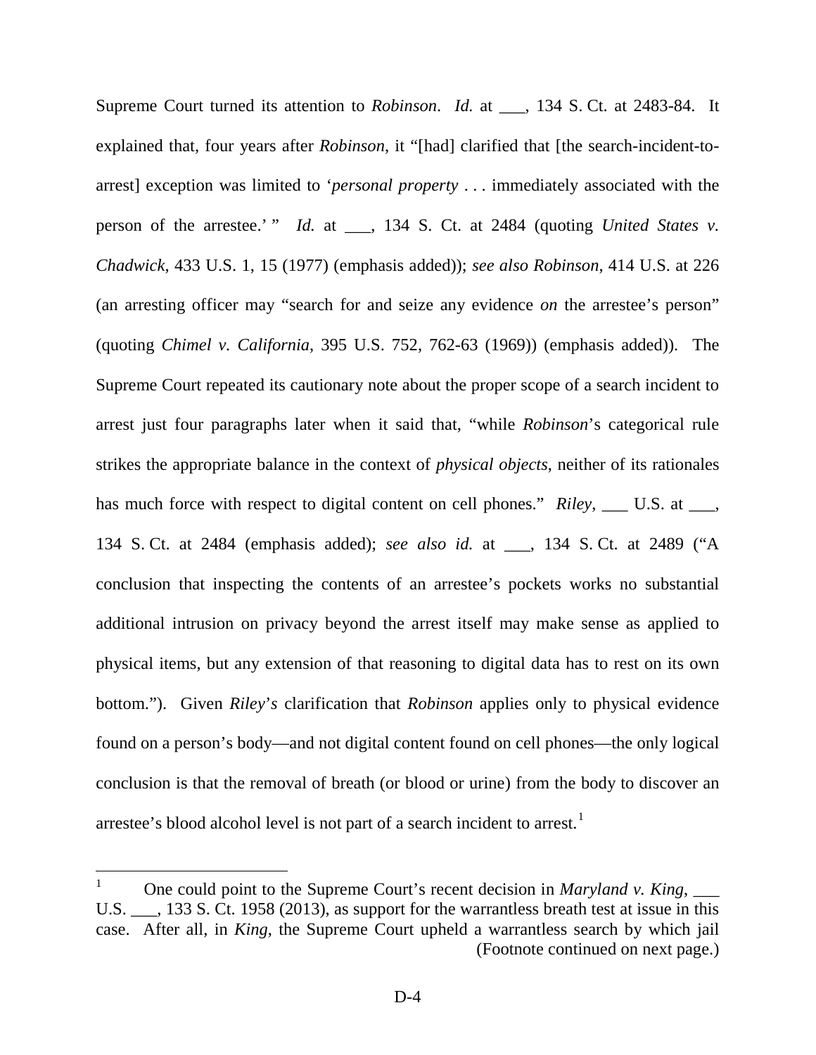Supreme Court turned its attention to *Robinson*. *Id.* at ___, 134 S. Ct. at 2483-84. It explained that, four years after *Robinson*, it "[had] clarified that [the search-incident-to-arrest] exception was limited to '*personal property* . . . immediately associated with the person of the arrestee.' " *Id.* at ___, 134 S. Ct. at 2484 (quoting *United States v. Chadwick*, 433 U.S. 1, 15 (1977) (emphasis added)); *see also Robinson*, 414 U.S. at 226 (an arresting officer may "search for and seize any evidence *on* the arrestee's person" (quoting *Chimel v. California*, 395 U.S. 752, 762-63 (1969)) (emphasis added)). The Supreme Court repeated its cautionary note about the proper scope of a search incident to arrest just four paragraphs later when it said that, "while *Robinson*'s categorical rule strikes the appropriate balance in the context of *physical objects*, neither of its rationales has much force with respect to digital content on cell phones." *Riley*, ___ U.S. at ___, 134 S. Ct. at 2484 (emphasis added); *see also id.* at ___, 134 S. Ct. at 2489 ("A conclusion that inspecting the contents of an arrestee's pockets works no substantial additional intrusion on privacy beyond the arrest itself may make sense as applied to physical items, but any extension of that reasoning to digital data has to rest on its own bottom."). Given *Riley's* clarification that *Robinson* applies only to physical evidence found on a person's body—and not digital content found on cell phones—the only logical conclusion is that the removal of breath (or blood or urine) from the body to discover an arrestee's blood alcohol level is not part of a search incident to arrest.[1]

---

[1] One could point to the Supreme Court's recent decision in *Maryland v. King*, ___ U.S. ___, 133 S. Ct. 1958 (2013), as support for the warrantless breath test at issue in this case. After all, in *King*, the Supreme Court upheld a warrantless search by which jail (Footnote continued on next page.)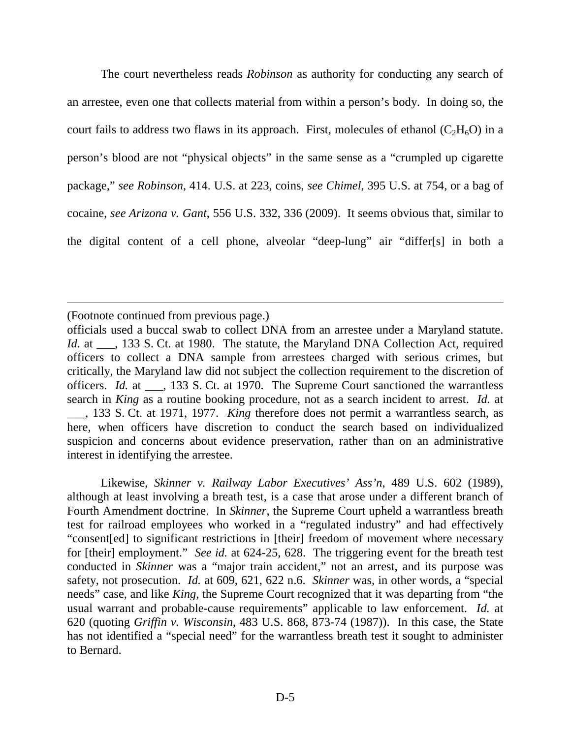The court nevertheless reads *Robinson* as authority for conducting any search of an arrestee, even one that collects material from within a person's body. In doing so, the court fails to address two flaws in its approach. First, molecules of ethanol ($C_2H_6O$) in a person's blood are not "physical objects" in the same sense as a "crumpled up cigarette package," *see Robinson*, 414. U.S. at 223, coins, *see Chimel*, 395 U.S. at 754, or a bag of cocaine, *see Arizona v. Gant*, 556 U.S. 332, 336 (2009). It seems obvious that, similar to the digital content of a cell phone, alveolar "deep-lung" air "differ[s] in both a

---

(Footnote continued from previous page.)

officials used a buccal swab to collect DNA from an arrestee under a Maryland statute. *Id.* at ___, 133 S. Ct. at 1980. The statute, the Maryland DNA Collection Act, required officers to collect a DNA sample from arrestees charged with serious crimes, but critically, the Maryland law did not subject the collection requirement to the discretion of officers. *Id.* at ___, 133 S. Ct. at 1970. The Supreme Court sanctioned the warrantless search in *King* as a routine booking procedure, not as a search incident to arrest. *Id.* at ___, 133 S. Ct. at 1971, 1977. *King* therefore does not permit a warrantless search, as here, when officers have discretion to conduct the search based on individualized suspicion and concerns about evidence preservation, rather than on an administrative interest in identifying the arrestee.

Likewise, *Skinner v. Railway Labor Executives' Ass'n*, 489 U.S. 602 (1989), although at least involving a breath test, is a case that arose under a different branch of Fourth Amendment doctrine. In *Skinner*, the Supreme Court upheld a warrantless breath test for railroad employees who worked in a "regulated industry" and had effectively "consent[ed] to significant restrictions in [their] freedom of movement where necessary for [their] employment." *See id.* at 624-25, 628. The triggering event for the breath test conducted in *Skinner* was a "major train accident," not an arrest, and its purpose was safety, not prosecution. *Id.* at 609, 621, 622 n.6. *Skinner* was, in other words, a "special needs" case, and like *King*, the Supreme Court recognized that it was departing from "the usual warrant and probable-cause requirements" applicable to law enforcement. *Id.* at 620 (quoting *Griffin v. Wisconsin*, 483 U.S. 868, 873-74 (1987)). In this case, the State has not identified a "special need" for the warrantless breath test it sought to administer to Bernard.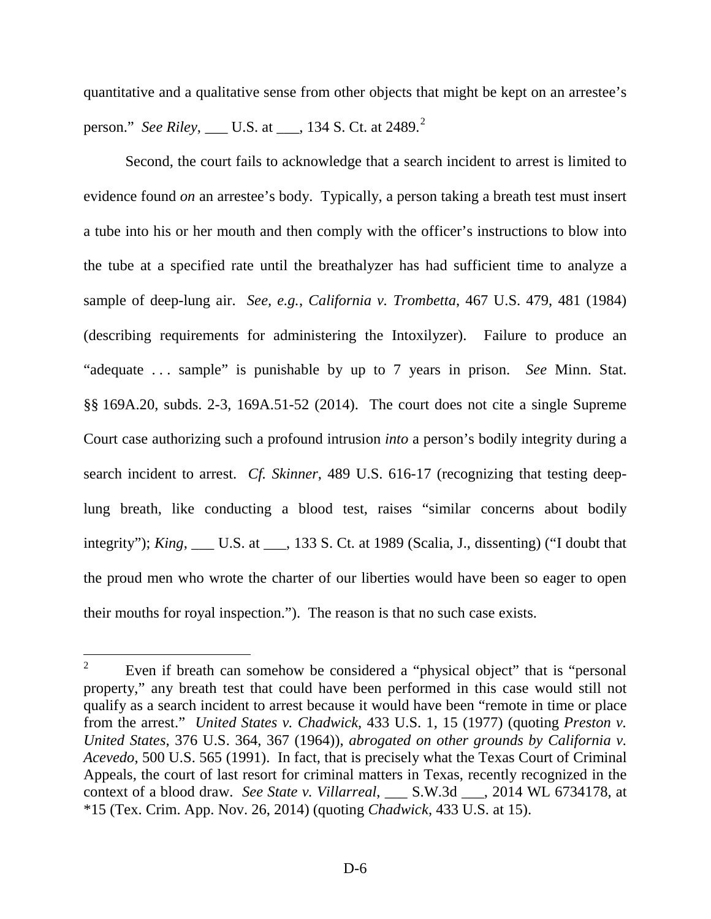quantitative and a qualitative sense from other objects that might be kept on an arrestee's person." *See Riley*, ___ U.S. at ___, 134 S. Ct. at 2489.[2]

Second, the court fails to acknowledge that a search incident to arrest is limited to evidence found *on* an arrestee's body. Typically, a person taking a breath test must insert a tube into his or her mouth and then comply with the officer's instructions to blow into the tube at a specified rate until the breathalyzer has had sufficient time to analyze a sample of deep-lung air. *See, e.g.*, *California v. Trombetta*, 467 U.S. 479, 481 (1984) (describing requirements for administering the Intoxilyzer). Failure to produce an "adequate . . . sample" is punishable by up to 7 years in prison. *See* Minn. Stat. §§ 169A.20, subds. 2-3, 169A.51-52 (2014). The court does not cite a single Supreme Court case authorizing such a profound intrusion *into* a person's bodily integrity during a search incident to arrest. *Cf. Skinner*, 489 U.S. 616-17 (recognizing that testing deep-lung breath, like conducting a blood test, raises "similar concerns about bodily integrity"); *King*, ___ U.S. at ___, 133 S. Ct. at 1989 (Scalia, J., dissenting) ("I doubt that the proud men who wrote the charter of our liberties would have been so eager to open their mouths for royal inspection."). The reason is that no such case exists.

---

[2] Even if breath can somehow be considered a "physical object" that is "personal property," any breath test that could have been performed in this case would still not qualify as a search incident to arrest because it would have been "remote in time or place from the arrest." *United States v. Chadwick*, 433 U.S. 1, 15 (1977) (quoting *Preston v. United States*, 376 U.S. 364, 367 (1964)), *abrogated on other grounds by California v. Acevedo*, 500 U.S. 565 (1991). In fact, that is precisely what the Texas Court of Criminal Appeals, the court of last resort for criminal matters in Texas, recently recognized in the context of a blood draw. *See State v. Villarreal*, ___ S.W.3d ___, 2014 WL 6734178, at *15 (Tex. Crim. App. Nov. 26, 2014) (quoting *Chadwick*, 433 U.S. at 15).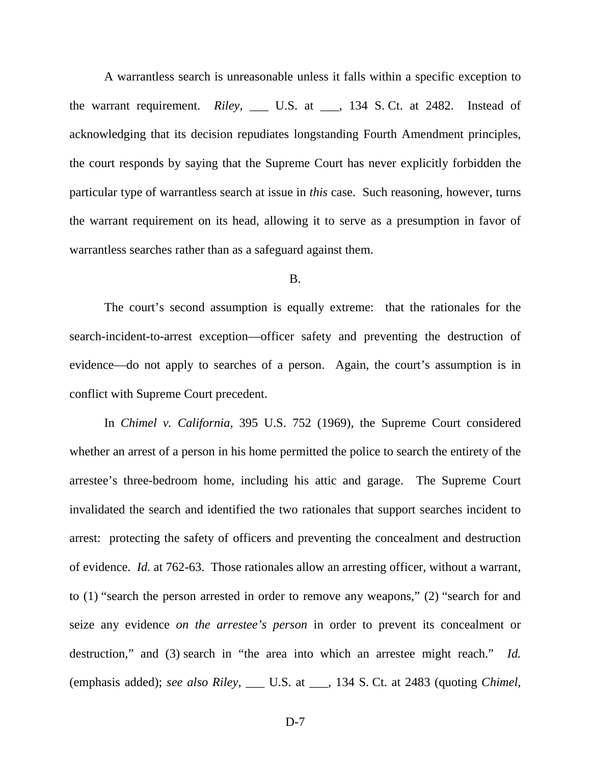A warrantless search is unreasonable unless it falls within a specific exception to the warrant requirement. *Riley*, ___ U.S. at ___, 134 S. Ct. at 2482. Instead of acknowledging that its decision repudiates longstanding Fourth Amendment principles, the court responds by saying that the Supreme Court has never explicitly forbidden the particular type of warrantless search at issue in *this* case. Such reasoning, however, turns the warrant requirement on its head, allowing it to serve as a presumption in favor of warrantless searches rather than as a safeguard against them.

B.

The court's second assumption is equally extreme: that the rationales for the search-incident-to-arrest exception—officer safety and preventing the destruction of evidence—do not apply to searches of a person. Again, the court's assumption is in conflict with Supreme Court precedent.

In *Chimel v. California*, 395 U.S. 752 (1969), the Supreme Court considered whether an arrest of a person in his home permitted the police to search the entirety of the arrestee's three-bedroom home, including his attic and garage. The Supreme Court invalidated the search and identified the two rationales that support searches incident to arrest: protecting the safety of officers and preventing the concealment and destruction of evidence. *Id.* at 762-63. Those rationales allow an arresting officer, without a warrant, to (1) "search the person arrested in order to remove any weapons," (2) "search for and seize any evidence *on the arrestee's person* in order to prevent its concealment or destruction," and (3) search in "the area into which an arrestee might reach." *Id.* (emphasis added); *see also Riley*, ___ U.S. at ___, 134 S. Ct. at 2483 (quoting *Chimel*,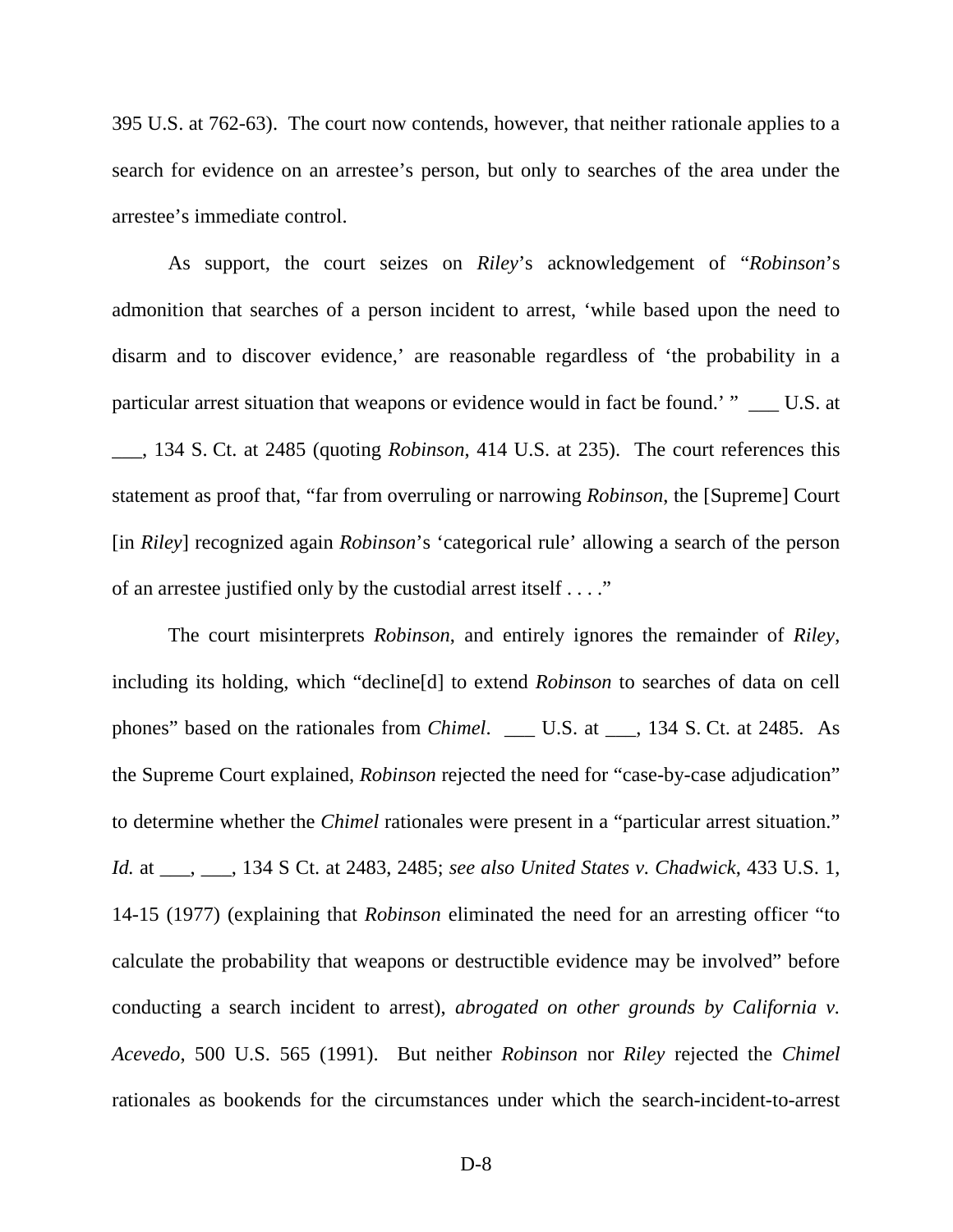395 U.S. at 762-63). The court now contends, however, that neither rationale applies to a search for evidence on an arrestee's person, but only to searches of the area under the arrestee's immediate control.

As support, the court seizes on *Riley*'s acknowledgement of "*Robinson*'s admonition that searches of a person incident to arrest, 'while based upon the need to disarm and to discover evidence,' are reasonable regardless of 'the probability in a particular arrest situation that weapons or evidence would in fact be found.' " ___ U.S. at ___, 134 S. Ct. at 2485 (quoting *Robinson*, 414 U.S. at 235). The court references this statement as proof that, "far from overruling or narrowing *Robinson*, the [Supreme] Court [in *Riley*] recognized again *Robinson*'s 'categorical rule' allowing a search of the person of an arrestee justified only by the custodial arrest itself . . . ."

The court misinterprets *Robinson*, and entirely ignores the remainder of *Riley*, including its holding, which "decline[d] to extend *Robinson* to searches of data on cell phones" based on the rationales from *Chimel*. ___ U.S. at ___, 134 S. Ct. at 2485. As the Supreme Court explained, *Robinson* rejected the need for "case-by-case adjudication" to determine whether the *Chimel* rationales were present in a "particular arrest situation." *Id.* at ___, ___, 134 S Ct. at 2483, 2485; *see also United States v. Chadwick*, 433 U.S. 1, 14-15 (1977) (explaining that *Robinson* eliminated the need for an arresting officer "to calculate the probability that weapons or destructible evidence may be involved" before conducting a search incident to arrest), *abrogated on other grounds by California v. Acevedo*, 500 U.S. 565 (1991). But neither *Robinson* nor *Riley* rejected the *Chimel* rationales as bookends for the circumstances under which the search-incident-to-arrest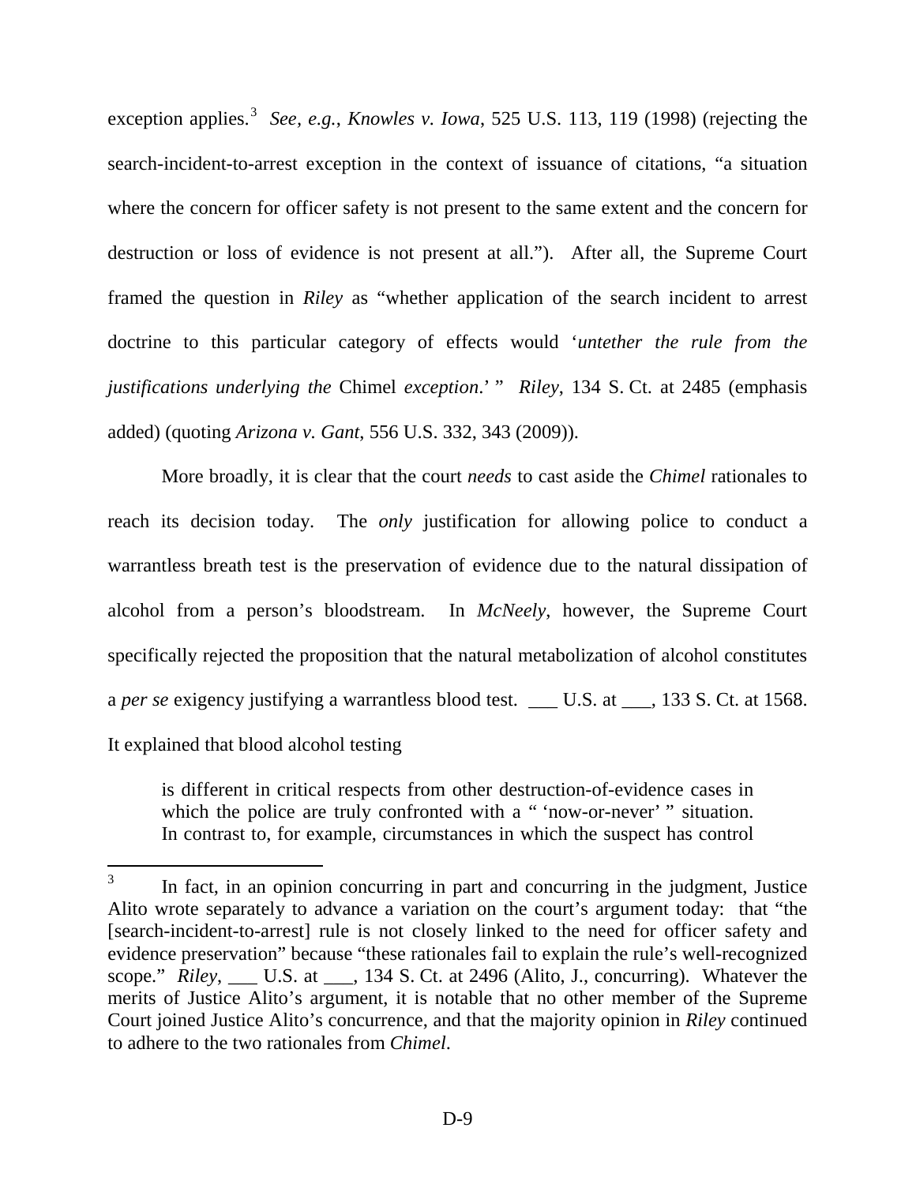exception applies.[3] *See, e.g.*, *Knowles v. Iowa*, 525 U.S. 113, 119 (1998) (rejecting the search-incident-to-arrest exception in the context of issuance of citations, "a situation where the concern for officer safety is not present to the same extent and the concern for destruction or loss of evidence is not present at all."). After all, the Supreme Court framed the question in *Riley* as "whether application of the search incident to arrest doctrine to this particular category of effects would '*untether the rule from the justifications underlying the* Chimel *exception*.' " *Riley*, 134 S. Ct. at 2485 (emphasis added) (quoting *Arizona v. Gant*, 556 U.S. 332, 343 (2009)).

More broadly, it is clear that the court *needs* to cast aside the *Chimel* rationales to reach its decision today. The *only* justification for allowing police to conduct a warrantless breath test is the preservation of evidence due to the natural dissipation of alcohol from a person's bloodstream. In *McNeely*, however, the Supreme Court specifically rejected the proposition that the natural metabolization of alcohol constitutes a *per se* exigency justifying a warrantless blood test. ___ U.S. at ___, 133 S. Ct. at 1568. It explained that blood alcohol testing

> is different in critical respects from other destruction-of-evidence cases in which the police are truly confronted with a " 'now-or-never' " situation. In contrast to, for example, circumstances in which the suspect has control

---

[3] In fact, in an opinion concurring in part and concurring in the judgment, Justice Alito wrote separately to advance a variation on the court's argument today: that "the [search-incident-to-arrest] rule is not closely linked to the need for officer safety and evidence preservation" because "these rationales fail to explain the rule's well-recognized scope." *Riley*, ___ U.S. at ___, 134 S. Ct. at 2496 (Alito, J., concurring). Whatever the merits of Justice Alito's argument, it is notable that no other member of the Supreme Court joined Justice Alito's concurrence, and that the majority opinion in *Riley* continued to adhere to the two rationales from *Chimel*.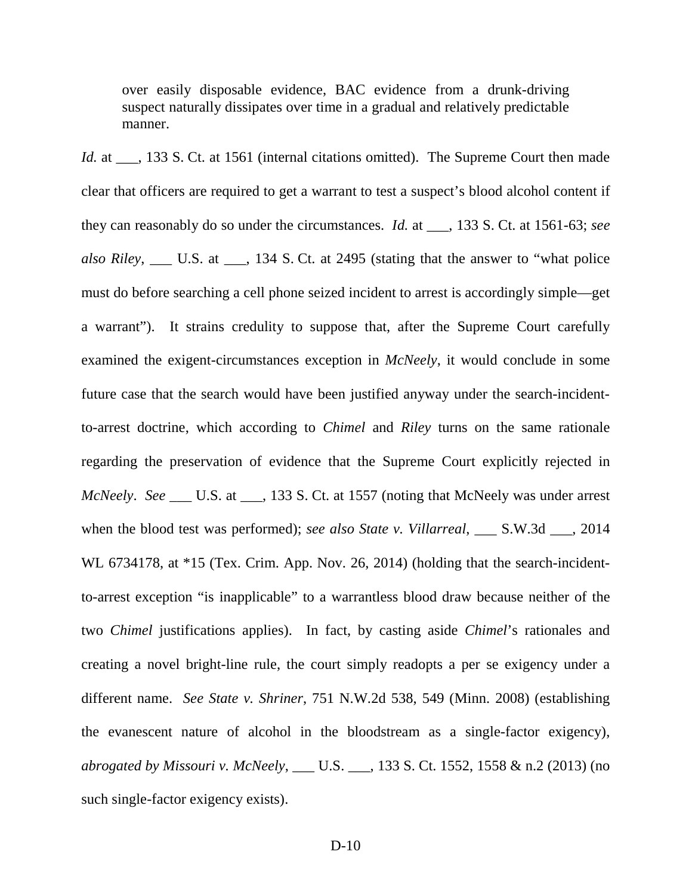> over easily disposable evidence, BAC evidence from a drunk-driving suspect naturally dissipates over time in a gradual and relatively predictable manner.

*Id.* at ___, 133 S. Ct. at 1561 (internal citations omitted). The Supreme Court then made clear that officers are required to get a warrant to test a suspect's blood alcohol content if they can reasonably do so under the circumstances. *Id.* at ___, 133 S. Ct. at 1561-63; *see also Riley*, ___ U.S. at ___, 134 S. Ct. at 2495 (stating that the answer to "what police must do before searching a cell phone seized incident to arrest is accordingly simple—get a warrant"). It strains credulity to suppose that, after the Supreme Court carefully examined the exigent-circumstances exception in *McNeely*, it would conclude in some future case that the search would have been justified anyway under the search-incident-to-arrest doctrine, which according to *Chimel* and *Riley* turns on the same rationale regarding the preservation of evidence that the Supreme Court explicitly rejected in *McNeely*. *See* ___ U.S. at ___, 133 S. Ct. at 1557 (noting that McNeely was under arrest when the blood test was performed); *see also State v. Villarreal*, ___ S.W.3d ___, 2014 WL 6734178, at *15 (Tex. Crim. App. Nov. 26, 2014) (holding that the search-incident-to-arrest exception "is inapplicable" to a warrantless blood draw because neither of the two *Chimel* justifications applies). In fact, by casting aside *Chimel*'s rationales and creating a novel bright-line rule, the court simply readopts a per se exigency under a different name. *See State v. Shriner*, 751 N.W.2d 538, 549 (Minn. 2008) (establishing the evanescent nature of alcohol in the bloodstream as a single-factor exigency), *abrogated by Missouri v. McNeely*, ___ U.S. ___, 133 S. Ct. 1552, 1558 & n.2 (2013) (no such single-factor exigency exists).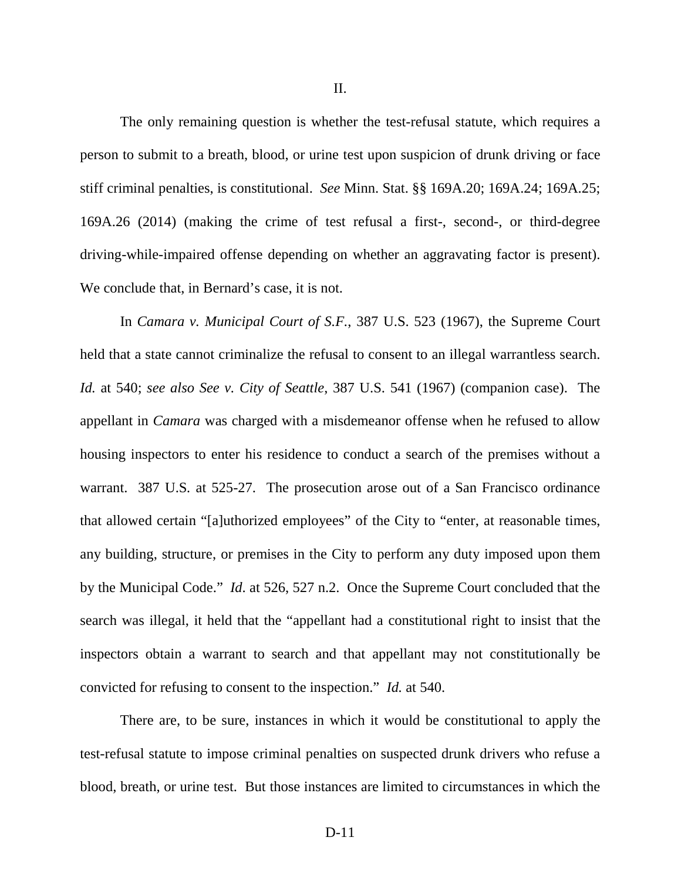## II.

The only remaining question is whether the test-refusal statute, which requires a person to submit to a breath, blood, or urine test upon suspicion of drunk driving or face stiff criminal penalties, is constitutional. *See* Minn. Stat. §§ 169A.20; 169A.24; 169A.25; 169A.26 (2014) (making the crime of test refusal a first-, second-, or third-degree driving-while-impaired offense depending on whether an aggravating factor is present). We conclude that, in Bernard's case, it is not.

In *Camara v. Municipal Court of S.F.*, 387 U.S. 523 (1967), the Supreme Court held that a state cannot criminalize the refusal to consent to an illegal warrantless search. *Id.* at 540; *see also See v. City of Seattle*, 387 U.S. 541 (1967) (companion case). The appellant in *Camara* was charged with a misdemeanor offense when he refused to allow housing inspectors to enter his residence to conduct a search of the premises without a warrant. 387 U.S. at 525-27. The prosecution arose out of a San Francisco ordinance that allowed certain "[a]uthorized employees" of the City to "enter, at reasonable times, any building, structure, or premises in the City to perform any duty imposed upon them by the Municipal Code." *Id*. at 526, 527 n.2. Once the Supreme Court concluded that the search was illegal, it held that the "appellant had a constitutional right to insist that the inspectors obtain a warrant to search and that appellant may not constitutionally be convicted for refusing to consent to the inspection." *Id.* at 540.

There are, to be sure, instances in which it would be constitutional to apply the test-refusal statute to impose criminal penalties on suspected drunk drivers who refuse a blood, breath, or urine test. But those instances are limited to circumstances in which the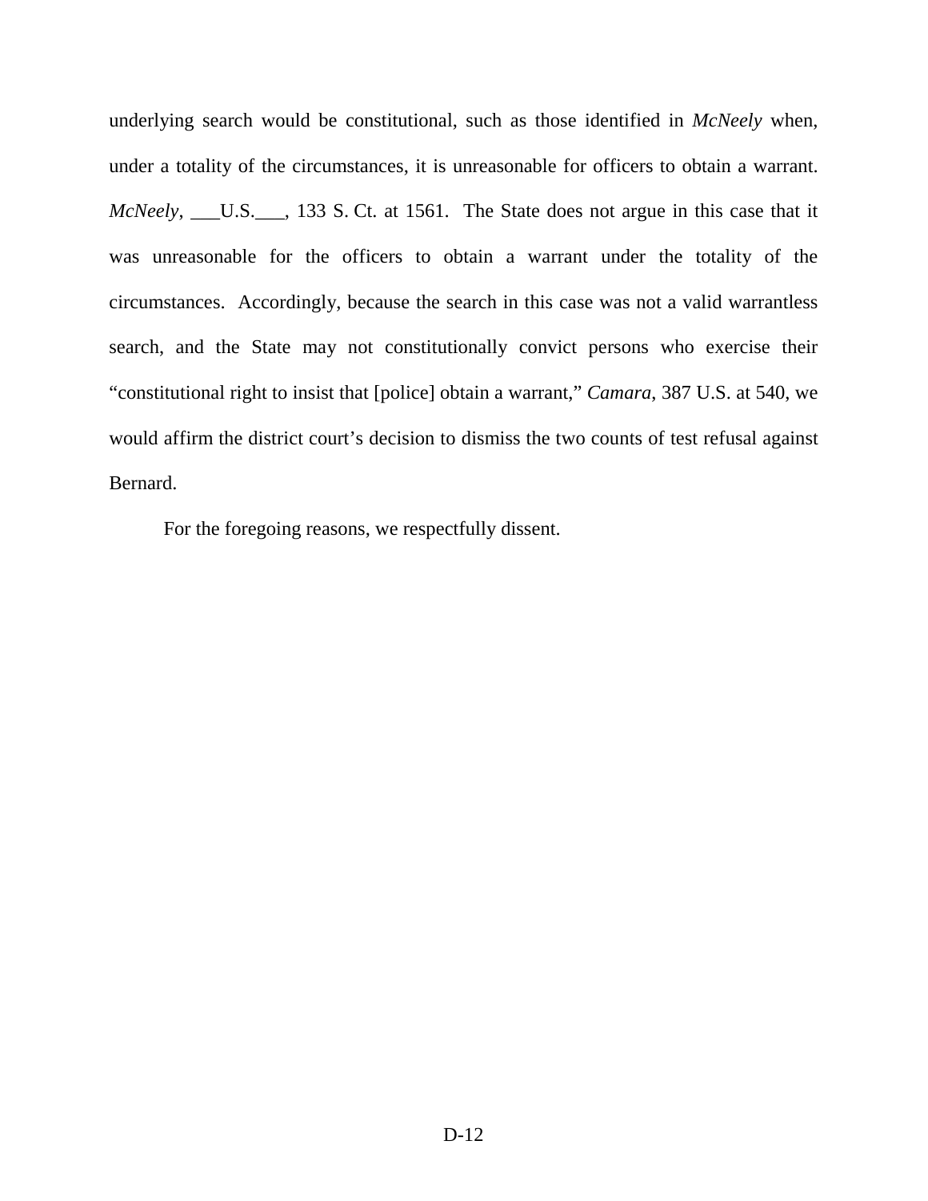underlying search would be constitutional, such as those identified in *McNeely* when, under a totality of the circumstances, it is unreasonable for officers to obtain a warrant. *McNeely*, ___U.S.___, 133 S. Ct. at 1561. The State does not argue in this case that it was unreasonable for the officers to obtain a warrant under the totality of the circumstances. Accordingly, because the search in this case was not a valid warrantless search, and the State may not constitutionally convict persons who exercise their "constitutional right to insist that [police] obtain a warrant," *Camara*, 387 U.S. at 540, we would affirm the district court's decision to dismiss the two counts of test refusal against Bernard.

For the foregoing reasons, we respectfully dissent.